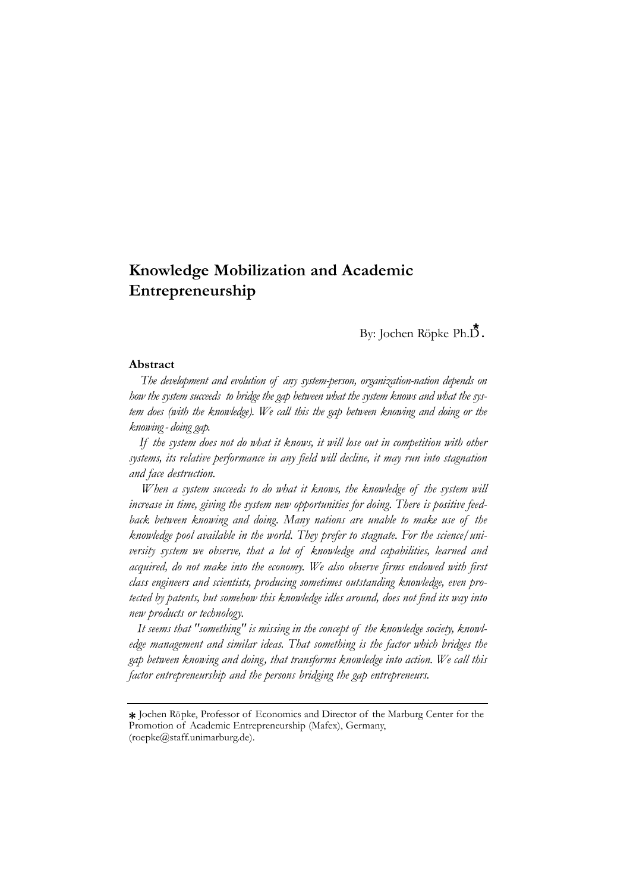# Knowledge Mobilization and Academic Entrepreneurship

By: Jochen Röpke Ph.D*.

## Abstract

*The development and evolution of any system-person, organization-nation depends on how the system succeeds to bridge the gap between what the system knows and what the system does (with the knowledge). We call this the gap between knowing and doing or the knowing - doing gap.*

*If the system does not do what it knows, it will lose out in competition with other systems, its relative performance in any field will decline, it may run into stagnation and face destruction.*

*When a system succeeds to do what it knows, the knowledge of the system will increase in time, giving the system new opportunities for doing. There is positive feedback between knowing and doing. Many nations are unable to make use of the knowledge pool available in the world. They prefer to stagnate. For the science/university system we observe, that a lot of knowledge and capabilities, learned and acquired, do not make into the economy. We also observe firms endowed with first class engineers and scientists, producing sometimes outstanding knowledge, even protected by patents, but somehow this knowledge idles around, does not find its way into new products or technology.*

*It seems that "something" is missing in the concept of the knowledge society, knowledge management and similar ideas. That something is the factor which bridges the gap between knowing and doing, that transforms knowledge into action. We call this factor entrepreneurship and the persons bridging the gap entrepreneurs.*

---

* Jochen Röpke, Professor of Economics and Director of the Marburg Center for the Promotion of Academic Entrepreneurship (Mafex), Germany, (roepke@staff.unimarburg.de).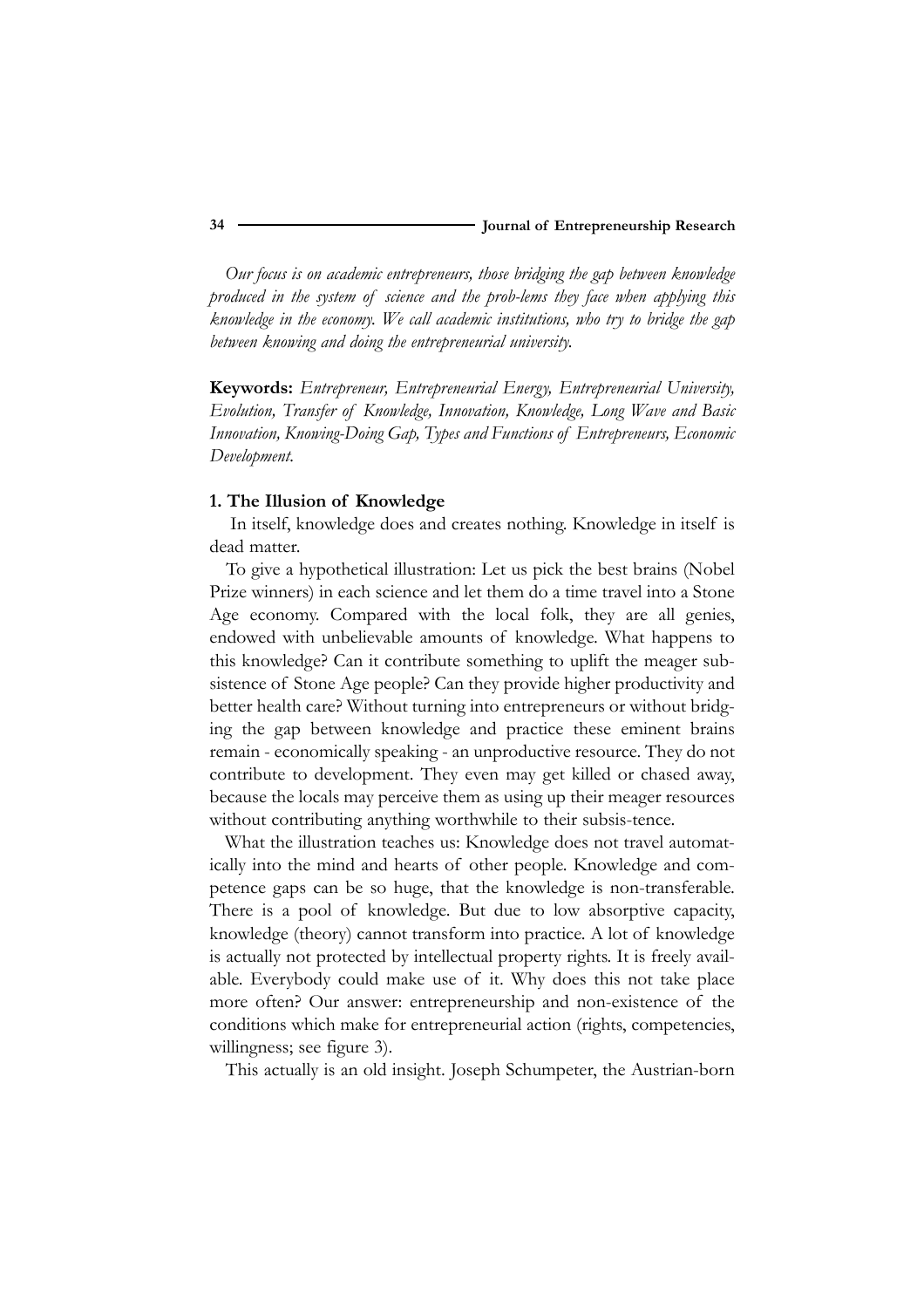*Our focus is on academic entrepreneurs, those bridging the gap between knowledge produced in the system of science and the prob-lems they face when applying this knowledge in the economy. We call academic institutions, who try to bridge the gap between knowing and doing the entrepreneurial university.*

**Keywords:** *Entrepreneur, Entrepreneurial Energy, Entrepreneurial University, Evolution, Transfer of Knowledge, Innovation, Knowledge, Long Wave and Basic Innovation, Knowing-Doing Gap, Types and Functions of Entrepreneurs, Economic Development.*

## 1. The Illusion of Knowledge

In itself, knowledge does and creates nothing. Knowledge in itself is dead matter.

To give a hypothetical illustration: Let us pick the best brains (Nobel Prize winners) in each science and let them do a time travel into a Stone Age economy. Compared with the local folk, they are all genies, endowed with unbelievable amounts of knowledge. What happens to this knowledge? Can it contribute something to uplift the meager subsistence of Stone Age people? Can they provide higher productivity and better health care? Without turning into entrepreneurs or without bridging the gap between knowledge and practice these eminent brains remain - economically speaking - an unproductive resource. They do not contribute to development. They even may get killed or chased away, because the locals may perceive them as using up their meager resources without contributing anything worthwhile to their subsis-tence.

What the illustration teaches us: Knowledge does not travel automatically into the mind and hearts of other people. Knowledge and competence gaps can be so huge, that the knowledge is non-transferable. There is a pool of knowledge. But due to low absorptive capacity, knowledge (theory) cannot transform into practice. A lot of knowledge is actually not protected by intellectual property rights. It is freely available. Everybody could make use of it. Why does this not take place more often? Our answer: entrepreneurship and non-existence of the conditions which make for entrepreneurial action (rights, competencies, willingness; see figure 3).

This actually is an old insight. Joseph Schumpeter, the Austrian-born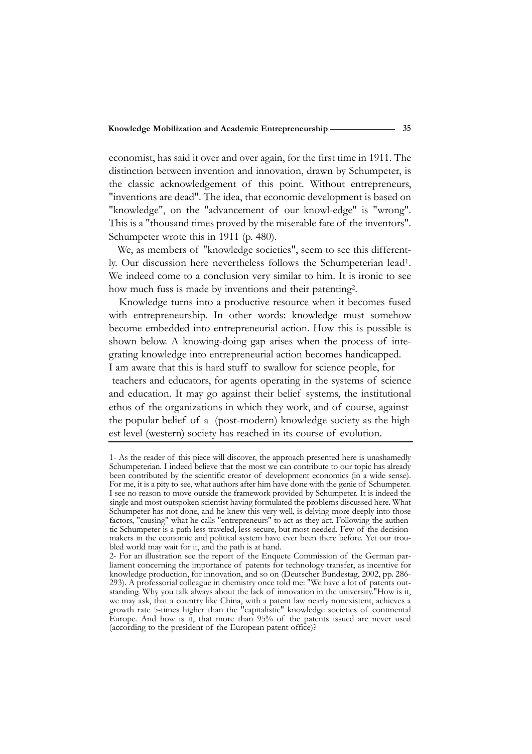economist, has said it over and over again, for the first time in 1911. The distinction between invention and innovation, drawn by Schumpeter, is the classic acknowledgement of this point. Without entrepreneurs, "inventions are dead". The idea, that economic development is based on "knowledge", on the "advancement of our knowl-edge" is "wrong". This is a "thousand times proved by the miserable fate of the inventors". Schumpeter wrote this in 1911 (p. 480).

We, as members of "knowledge societies", seem to see this differently. Our discussion here nevertheless follows the Schumpeterian lead[1]. We indeed come to a conclusion very similar to him. It is ironic to see how much fuss is made by inventions and their patenting[2].

Knowledge turns into a productive resource when it becomes fused with entrepreneurship. In other words: knowledge must somehow become embedded into entrepreneurial action. How this is possible is shown below. A knowing-doing gap arises when the process of integrating knowledge into entrepreneurial action becomes handicapped. I am aware that this is hard stuff to swallow for science people, for teachers and educators, for agents operating in the systems of science and education. It may go against their belief systems, the institutional ethos of the organizations in which they work, and of course, against the popular belief of a (post-modern) knowledge society as the highest level (western) society has reached in its course of evolution.

---

1- As the reader of this piece will discover, the approach presented here is unashamedly Schumpeterian. I indeed believe that the most we can contribute to our topic has already been contributed by the scientific creator of development economics (in a wide sense). For me, it is a pity to see, what authors after him have done with the genie of Schumpeter. I see no reason to move outside the framework provided by Schumpeter. It is indeed the single and most outspoken scientist having formulated the problems discussed here. What Schumpeter has not done, and he knew this very well, is delving more deeply into those factors, "causing" what he calls "entrepreneurs" to act as they act. Following the authentic Schumpeter is a path less traveled, less secure, but most needed. Few of the decision-makers in the economic and political system have ever been there before. Yet our troubled world may wait for it, and the path is at hand.

2- For an illustration see the report of the Enquete Commission of the German parliament concerning the importance of patents for technology transfer, as incentive for knowledge production, for innovation, and so on (Deutscher Bundestag, 2002, pp. 286-293). A professorial colleague in chemistry once told me: "We have a lot of patents outstanding. Why you talk always about the lack of innovation in the university."How is it, we may ask, that a country like China, with a patent law nearly nonexistent, achieves a growth rate 5-times higher than the "capitalistic" knowledge societies of continental Europe. And how is it, that more than 95% of the patents issued are never used (according to the president of the European patent office)?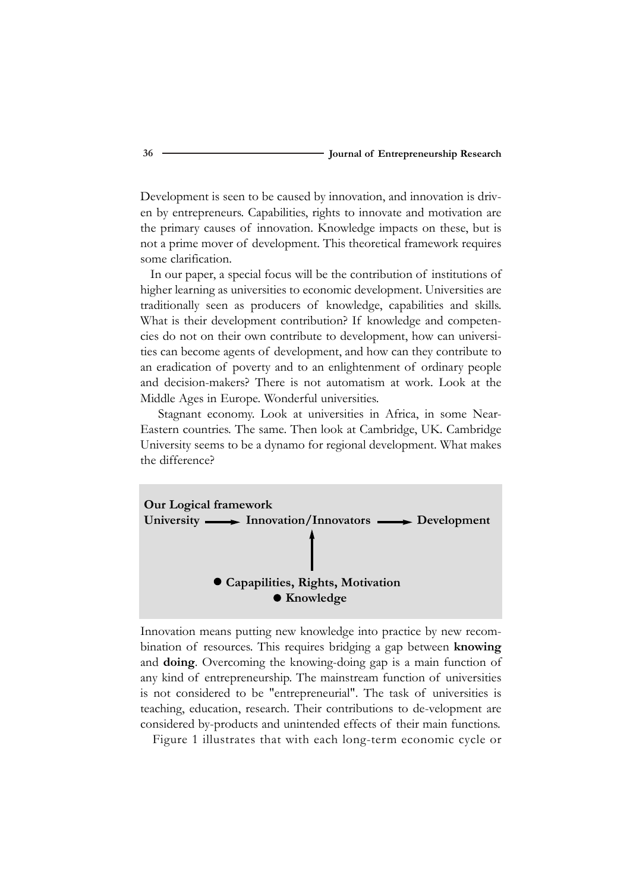Development is seen to be caused by innovation, and innovation is driven by entrepreneurs. Capabilities, rights to innovate and motivation are the primary causes of innovation. Knowledge impacts on these, but is not a prime mover of development. This theoretical framework requires some clarification.

In our paper, a special focus will be the contribution of institutions of higher learning as universities to economic development. Universities are traditionally seen as producers of knowledge, capabilities and skills. What is their development contribution? If knowledge and competencies do not on their own contribute to development, how can universities can become agents of development, and how can they contribute to an eradication of poverty and to an enlightenment of ordinary people and decision-makers? There is not automatism at work. Look at the Middle Ages in Europe. Wonderful universities.

Stagnant economy. Look at universities in Africa, in some Near-Eastern countries. The same. Then look at Cambridge, UK. Cambridge University seems to be a dynamo for regional development. What makes the difference?

**Our Logical framework**

**University → Innovation/Innovators → Development**

↑

- **Capapilities, Rights, Motivation**
- **Knowledge**

Innovation means putting new knowledge into practice by new recombination of resources. This requires bridging a gap between **knowing** and **doing**. Overcoming the knowing-doing gap is a main function of any kind of entrepreneurship. The mainstream function of universities is not considered to be "entrepreneurial". The task of universities is teaching, education, research. Their contributions to de-velopment are considered by-products and unintended effects of their main functions.

Figure 1 illustrates that with each long-term economic cycle or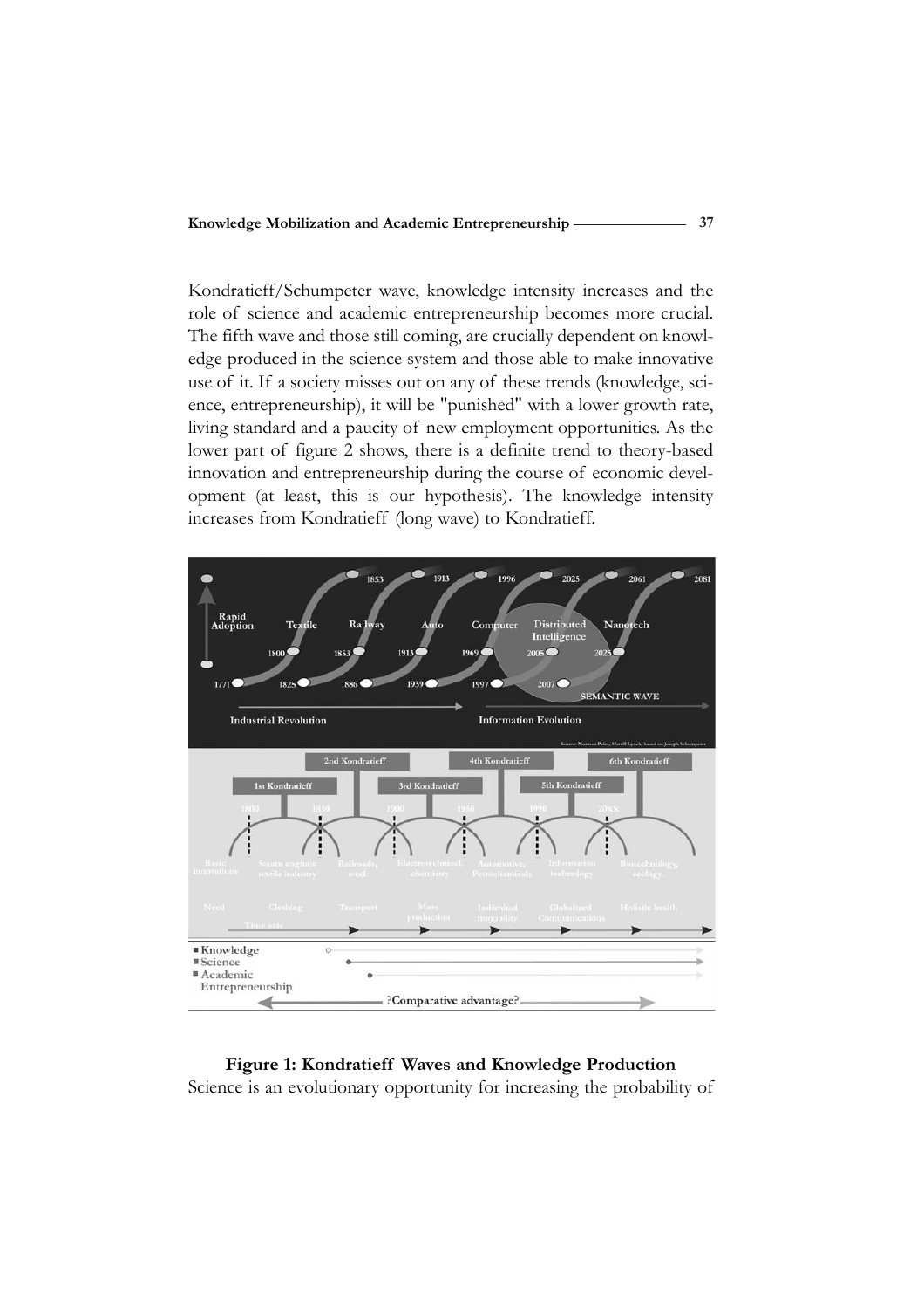Kondratieff/Schumpeter wave, knowledge intensity increases and the role of science and academic entrepreneurship becomes more crucial. The fifth wave and those still coming, are crucially dependent on knowledge produced in the science system and those able to make innovative use of it. If a society misses out on any of these trends (knowledge, science, entrepreneurship), it will be "punished" with a lower growth rate, living standard and a paucity of new employment opportunities. As the lower part of figure 2 shows, there is a definite trend to theory-based innovation and entrepreneurship during the course of economic development (at least, this is our hypothesis). The knowledge intensity increases from Kondratieff (long wave) to Kondratieff.

1853 1913 1996 2025 2061 2081

Rapid Adoption

Textile Railway Auto Computer Distributed Intelligence Nanotech

1800 1853 1913 1969 2005 2025

1771 1825 1886 1939 1997 2007

SEMANTIC WAVE

Industrial Revolution

Information Evolution

Source: Norman Poire, Merrill Lynch, based on Joseph Schumpeter

2nd Kondratieff 4th Kondratieff 6th Kondratieff

1st Kondratieff 3rd Kondratieff 5th Kondratieff

1800 1850 1900 1950 1990 20XX

Basic innovations: Steam engine, textile industry; Railroads, steel; Electrotechnical, chemistry; Automotive, Petrochemicals; Information technology; Biotechnology, ecology

Need: Clothing; Transport; Mass production; Individual mobility; Globalized Communications; Holistic health

Time axis

Knowledge

Science

Academic Entrepreneurship

?Comparative advantage?

**Figure 1: Kondratieff Waves and Knowledge Production**

Science is an evolutionary opportunity for increasing the probability of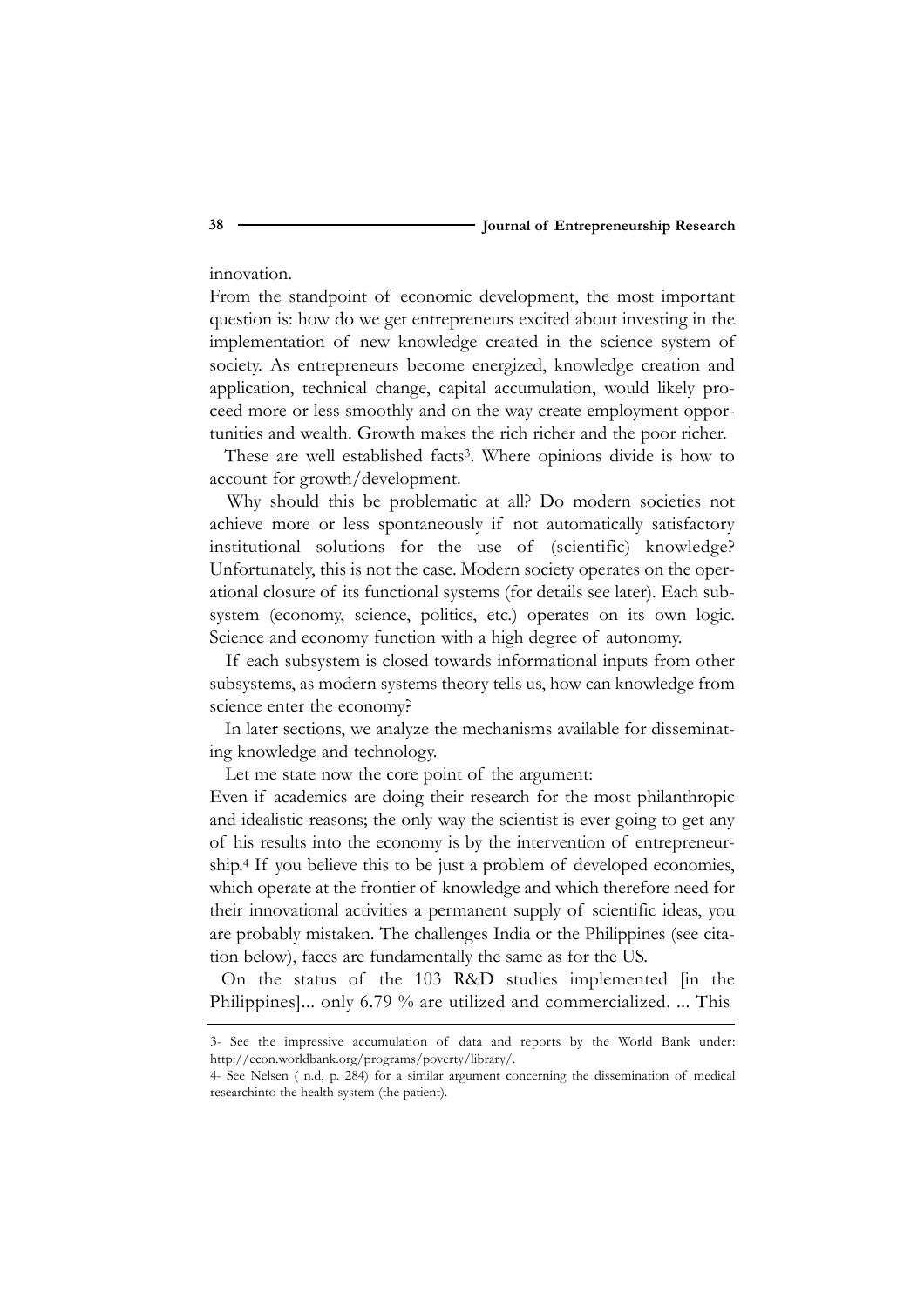innovation.

From the standpoint of economic development, the most important question is: how do we get entrepreneurs excited about investing in the implementation of new knowledge created in the science system of society. As entrepreneurs become energized, knowledge creation and application, technical change, capital accumulation, would likely proceed more or less smoothly and on the way create employment opportunities and wealth. Growth makes the rich richer and the poor richer.

These are well established facts[3]. Where opinions divide is how to account for growth/development.

Why should this be problematic at all? Do modern societies not achieve more or less spontaneously if not automatically satisfactory institutional solutions for the use of (scientific) knowledge? Unfortunately, this is not the case. Modern society operates on the operational closure of its functional systems (for details see later). Each subsystem (economy, science, politics, etc.) operates on its own logic. Science and economy function with a high degree of autonomy.

If each subsystem is closed towards informational inputs from other subsystems, as modern systems theory tells us, how can knowledge from science enter the economy?

In later sections, we analyze the mechanisms available for disseminating knowledge and technology.

Let me state now the core point of the argument:

Even if academics are doing their research for the most philanthropic and idealistic reasons; the only way the scientist is ever going to get any of his results into the economy is by the intervention of entrepreneurship.[4] If you believe this to be just a problem of developed economies, which operate at the frontier of knowledge and which therefore need for their innovational activities a permanent supply of scientific ideas, you are probably mistaken. The challenges India or the Philippines (see citation below), faces are fundamentally the same as for the US.

On the status of the 103 R&D studies implemented [in the Philippines]... only 6.79 % are utilized and commercialized. ... This

---

3- See the impressive accumulation of data and reports by the World Bank under: http://econ.worldbank.org/programs/poverty/library/.

4- See Nelsen ( n.d, p. 284) for a similar argument concerning the dissemination of medical researchinto the health system (the patient).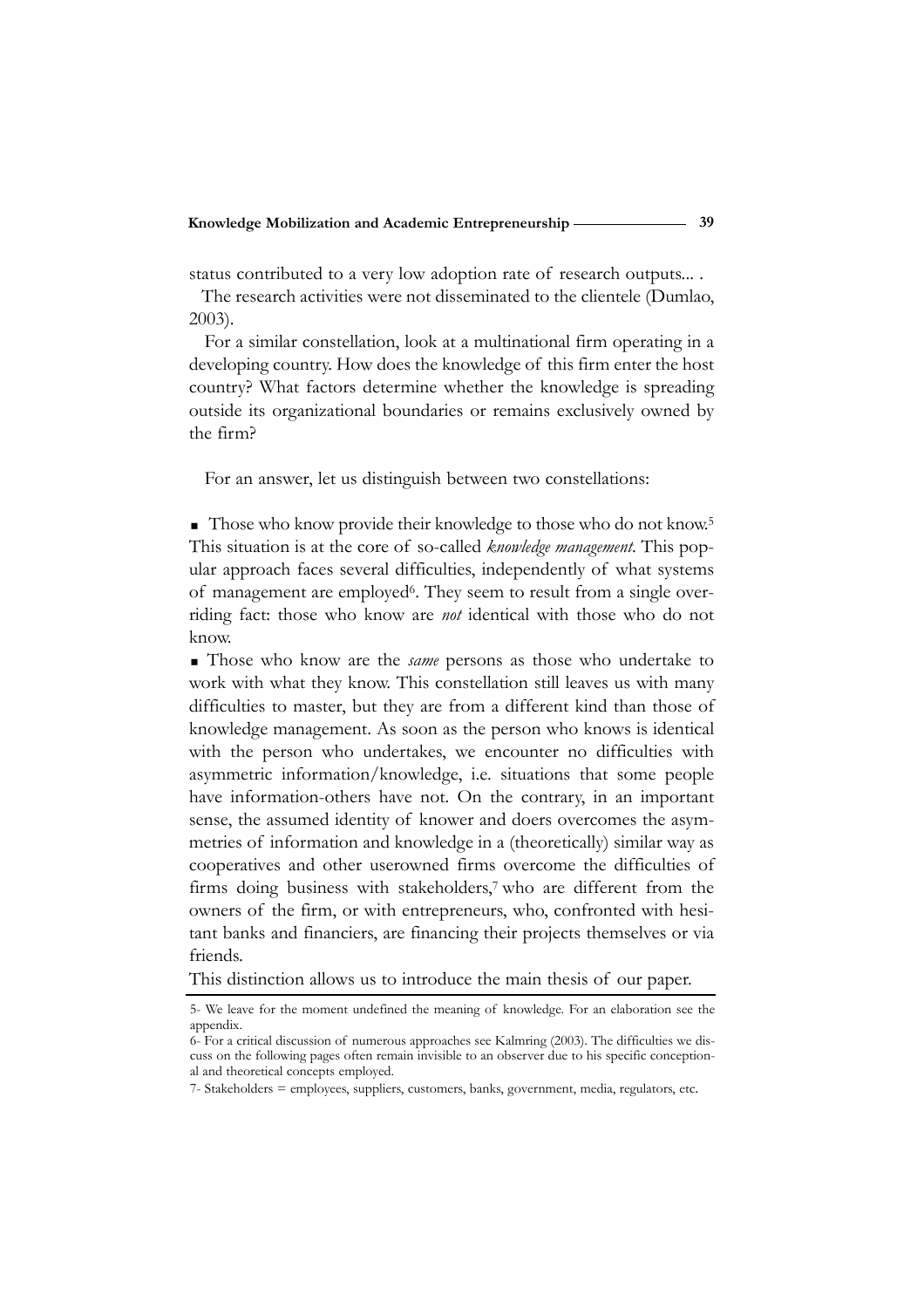status contributed to a very low adoption rate of research outputs... .

The research activities were not disseminated to the clientele (Dumlao, 2003).

For a similar constellation, look at a multinational firm operating in a developing country. How does the knowledge of this firm enter the host country? What factors determine whether the knowledge is spreading outside its organizational boundaries or remains exclusively owned by the firm?

For an answer, let us distinguish between two constellations:

- Those who know provide their knowledge to those who do not know.[5] This situation is at the core of so-called *knowledge management*. This popular approach faces several difficulties, independently of what systems of management are employed[6]. They seem to result from a single overriding fact: those who know are *not* identical with those who do not know.
- Those who know are the *same* persons as those who undertake to work with what they know. This constellation still leaves us with many difficulties to master, but they are from a different kind than those of knowledge management. As soon as the person who knows is identical with the person who undertakes, we encounter no difficulties with asymmetric information/knowledge, i.e. situations that some people have information-others have not. On the contrary, in an important sense, the assumed identity of knower and doers overcomes the asymmetries of information and knowledge in a (theoretically) similar way as cooperatives and other userowned firms overcome the difficulties of firms doing business with stakeholders,[7] who are different from the owners of the firm, or with entrepreneurs, who, confronted with hesitant banks and financiers, are financing their projects themselves or via friends.

This distinction allows us to introduce the main thesis of our paper.

5- We leave for the moment undefined the meaning of knowledge. For an elaboration see the appendix.

6- For a critical discussion of numerous approaches see Kalmring (2003). The difficulties we discuss on the following pages often remain invisible to an observer due to his specific conceptional and theoretical concepts employed.

7- Stakeholders = employees, suppliers, customers, banks, government, media, regulators, etc.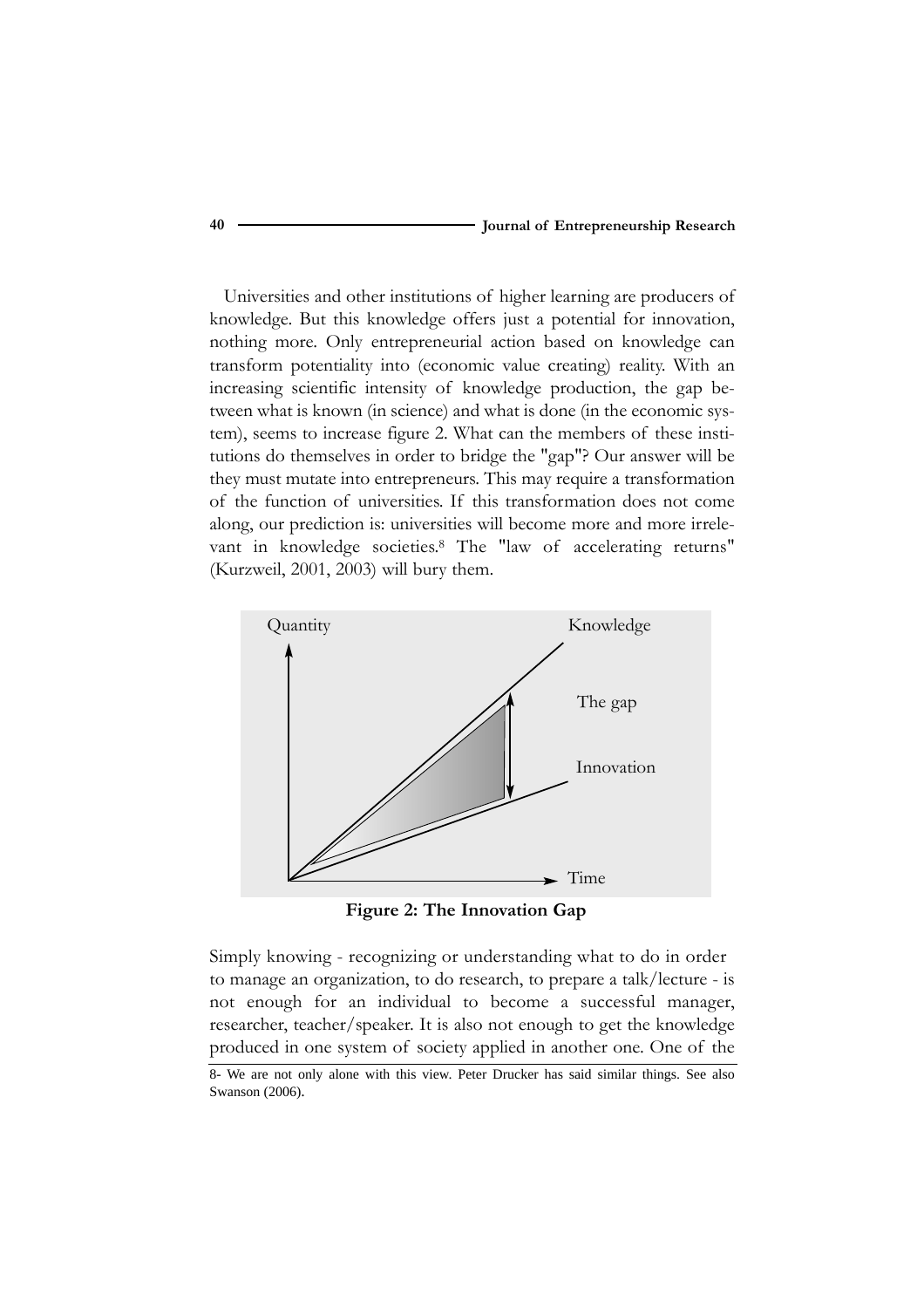Universities and other institutions of higher learning are producers of knowledge. But this knowledge offers just a potential for innovation, nothing more. Only entrepreneurial action based on knowledge can transform potentiality into (economic value creating) reality. With an increasing scientific intensity of knowledge production, the gap between what is known (in science) and what is done (in the economic system), seems to increase figure 2. What can the members of these institutions do themselves in order to bridge the "gap"? Our answer will be they must mutate into entrepreneurs. This may require a transformation of the function of universities. If this transformation does not come along, our prediction is: universities will become more and more irrelevant in knowledge societies.[8] The "law of accelerating returns" (Kurzweil, 2001, 2003) will bury them.

Quantity

Knowledge

The gap

Innovation

Time

**Figure 2: The Innovation Gap**

Simply knowing - recognizing or understanding what to do in order to manage an organization, to do research, to prepare a talk/lecture - is not enough for an individual to become a successful manager, researcher, teacher/speaker. It is also not enough to get the knowledge produced in one system of society applied in another one. One of the

8- We are not only alone with this view. Peter Drucker has said similar things. See also Swanson (2006).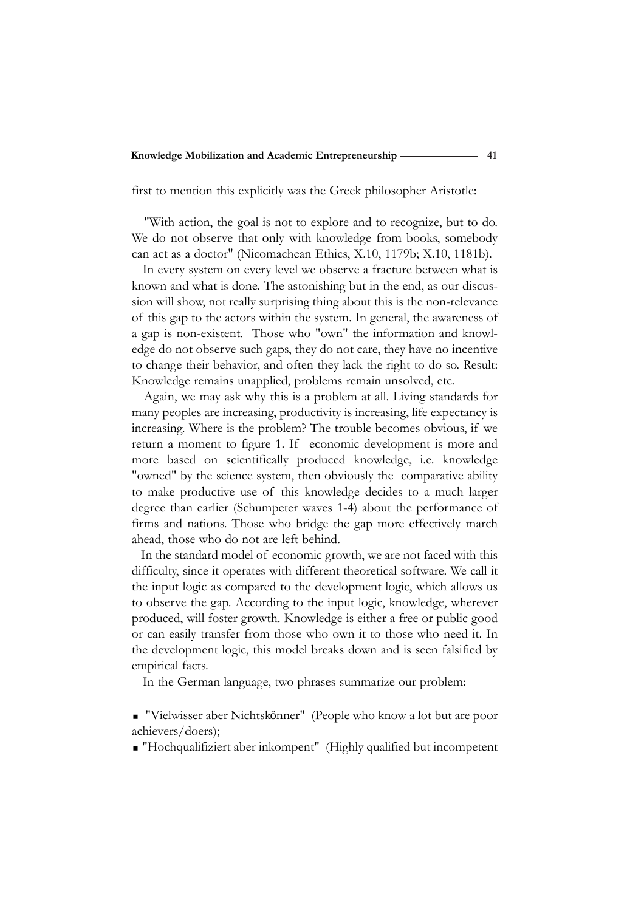first to mention this explicitly was the Greek philosopher Aristotle:

"With action, the goal is not to explore and to recognize, but to do. We do not observe that only with knowledge from books, somebody can act as a doctor" (Nicomachean Ethics, X.10, 1179b; X.10, 1181b).

In every system on every level we observe a fracture between what is known and what is done. The astonishing but in the end, as our discussion will show, not really surprising thing about this is the non-relevance of this gap to the actors within the system. In general, the awareness of a gap is non-existent. Those who "own" the information and knowledge do not observe such gaps, they do not care, they have no incentive to change their behavior, and often they lack the right to do so. Result: Knowledge remains unapplied, problems remain unsolved, etc.

Again, we may ask why this is a problem at all. Living standards for many peoples are increasing, productivity is increasing, life expectancy is increasing. Where is the problem? The trouble becomes obvious, if we return a moment to figure 1. If economic development is more and more based on scientifically produced knowledge, i.e. knowledge "owned" by the science system, then obviously the comparative ability to make productive use of this knowledge decides to a much larger degree than earlier (Schumpeter waves 1-4) about the performance of firms and nations. Those who bridge the gap more effectively march ahead, those who do not are left behind.

In the standard model of economic growth, we are not faced with this difficulty, since it operates with different theoretical software. We call it the input logic as compared to the development logic, which allows us to observe the gap. According to the input logic, knowledge, wherever produced, will foster growth. Knowledge is either a free or public good or can easily transfer from those who own it to those who need it. In the development logic, this model breaks down and is seen falsified by empirical facts.

In the German language, two phrases summarize our problem:

- "Vielwisser aber Nichtskönner" (People who know a lot but are poor achievers/doers);
- "Hochqualifiziert aber inkompent" (Highly qualified but incompetent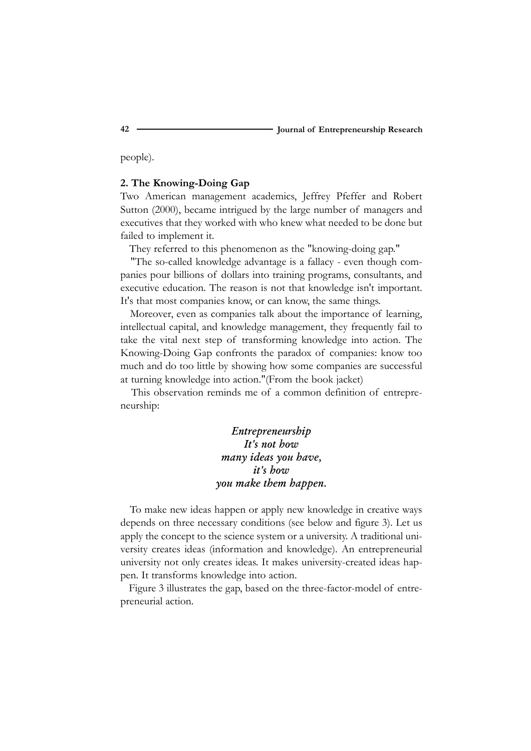people).

## 2. The Knowing-Doing Gap

Two American management academics, Jeffrey Pfeffer and Robert Sutton (2000), became intrigued by the large number of managers and executives that they worked with who knew what needed to be done but failed to implement it.

They referred to this phenomenon as the "knowing-doing gap."

"The so-called knowledge advantage is a fallacy - even though companies pour billions of dollars into training programs, consultants, and executive education. The reason is not that knowledge isn't important. It's that most companies know, or can know, the same things.

Moreover, even as companies talk about the importance of learning, intellectual capital, and knowledge management, they frequently fail to take the vital next step of transforming knowledge into action. The Knowing-Doing Gap confronts the paradox of companies: know too much and do too little by showing how some companies are successful at turning knowledge into action."(From the book jacket)

This observation reminds me of a common definition of entrepreneurship:

***Entrepreneurship***
***It's not how***
***many ideas you have,***
***it's how***
***you make them happen.***

To make new ideas happen or apply new knowledge in creative ways depends on three necessary conditions (see below and figure 3). Let us apply the concept to the science system or a university. A traditional university creates ideas (information and knowledge). An entrepreneurial university not only creates ideas. It makes university-created ideas happen. It transforms knowledge into action.

Figure 3 illustrates the gap, based on the three-factor-model of entrepreneurial action.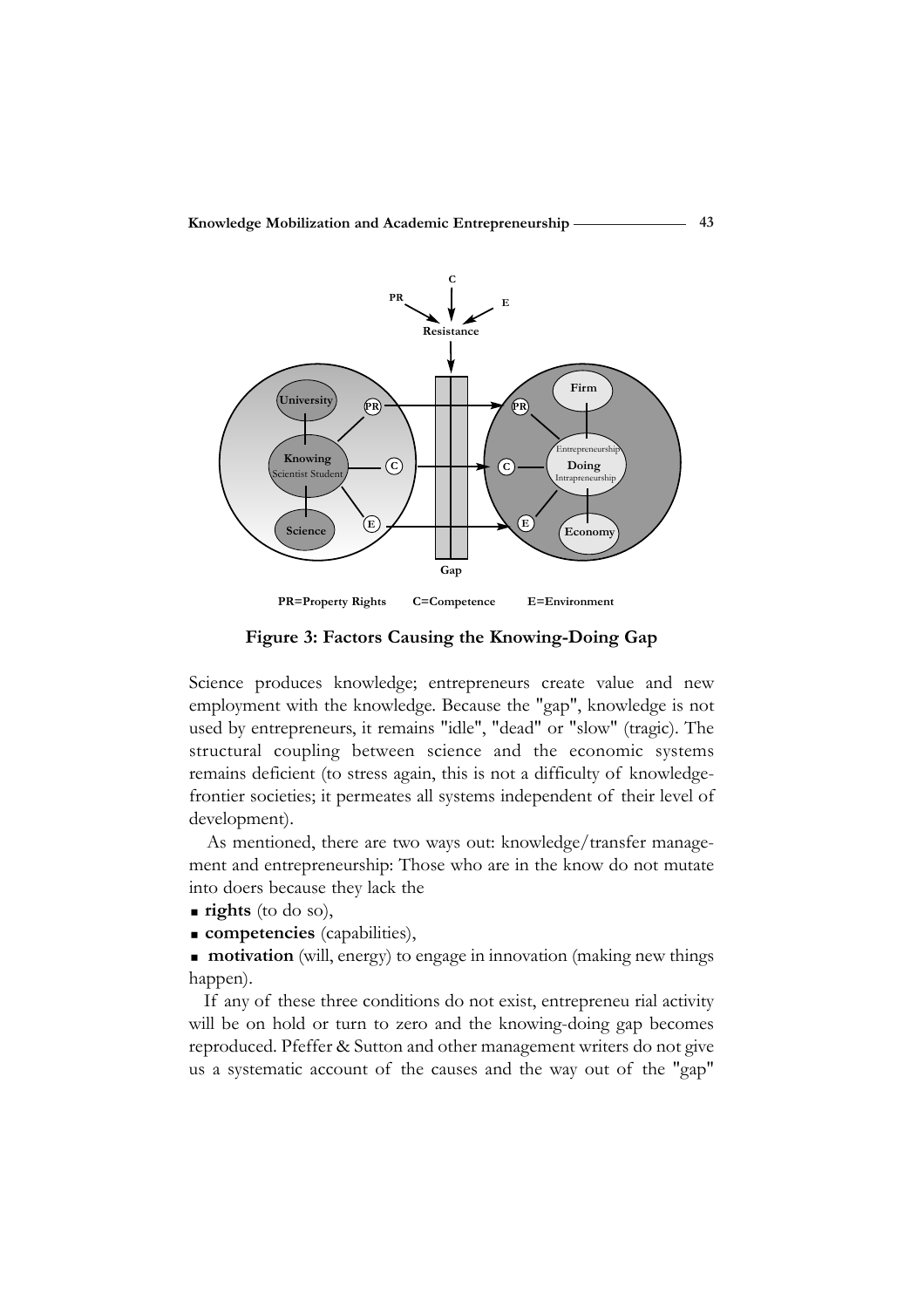C

PR

E

Resistance

University

PR

PR

Firm

Knowing
Scientist Student

C

C

Entrepreneurship
Doing
Intrapreneurship

Science

E

E

Economy

Gap

PR=Property Rights C=Competence E=Environment

**Figure 3: Factors Causing the Knowing-Doing Gap**

Science produces knowledge; entrepreneurs create value and new employment with the knowledge. Because the "gap", knowledge is not used by entrepreneurs, it remains "idle", "dead" or "slow" (tragic). The structural coupling between science and the economic systems remains deficient (to stress again, this is not a difficulty of knowledge-frontier societies; it permeates all systems independent of their level of development).

As mentioned, there are two ways out: knowledge/transfer management and entrepreneurship: Those who are in the know do not mutate into doers because they lack the

- **rights** (to do so),
- **competencies** (capabilities),
- **motivation** (will, energy) to engage in innovation (making new things happen).

If any of these three conditions do not exist, entrepreneu rial activity will be on hold or turn to zero and the knowing-doing gap becomes reproduced. Pfeffer & Sutton and other management writers do not give us a systematic account of the causes and the way out of the "gap"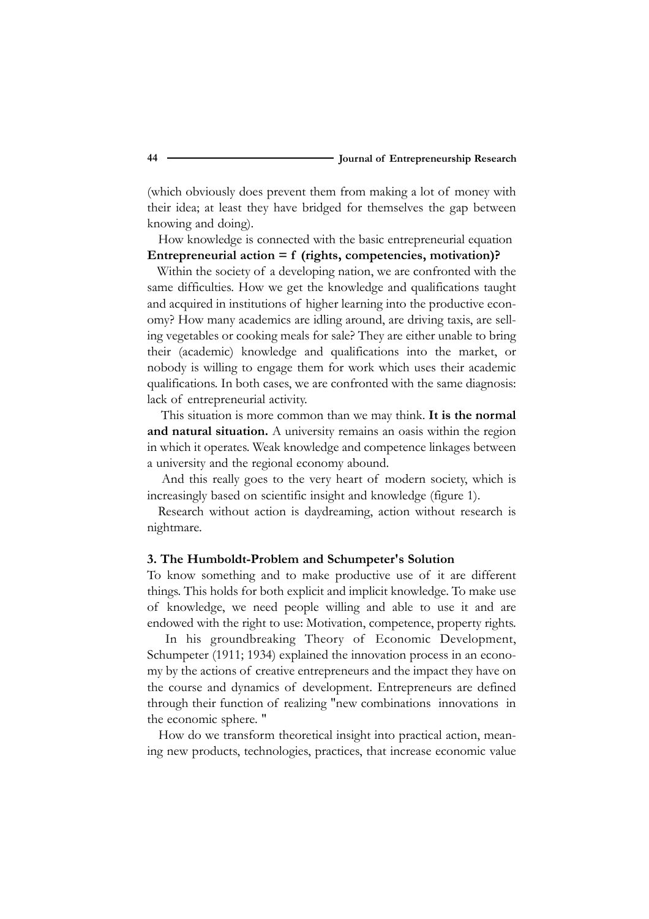(which obviously does prevent them from making a lot of money with their idea; at least they have bridged for themselves the gap between knowing and doing).

How knowledge is connected with the basic entrepreneurial equation **Entrepreneurial action = f (rights, competencies, motivation)?**

Within the society of a developing nation, we are confronted with the same difficulties. How we get the knowledge and qualifications taught and acquired in institutions of higher learning into the productive economy? How many academics are idling around, are driving taxis, are selling vegetables or cooking meals for sale? They are either unable to bring their (academic) knowledge and qualifications into the market, or nobody is willing to engage them for work which uses their academic qualifications. In both cases, we are confronted with the same diagnosis: lack of entrepreneurial activity.

This situation is more common than we may think. **It is the normal and natural situation.** A university remains an oasis within the region in which it operates. Weak knowledge and competence linkages between a university and the regional economy abound.

And this really goes to the very heart of modern society, which is increasingly based on scientific insight and knowledge (figure 1).

Research without action is daydreaming, action without research is nightmare.

### 3. The Humboldt-Problem and Schumpeter's Solution

To know something and to make productive use of it are different things. This holds for both explicit and implicit knowledge. To make use of knowledge, we need people willing and able to use it and are endowed with the right to use: Motivation, competence, property rights.

In his groundbreaking Theory of Economic Development, Schumpeter (1911; 1934) explained the innovation process in an economy by the actions of creative entrepreneurs and the impact they have on the course and dynamics of development. Entrepreneurs are defined through their function of realizing "new combinations innovations in the economic sphere. "

How do we transform theoretical insight into practical action, meaning new products, technologies, practices, that increase economic value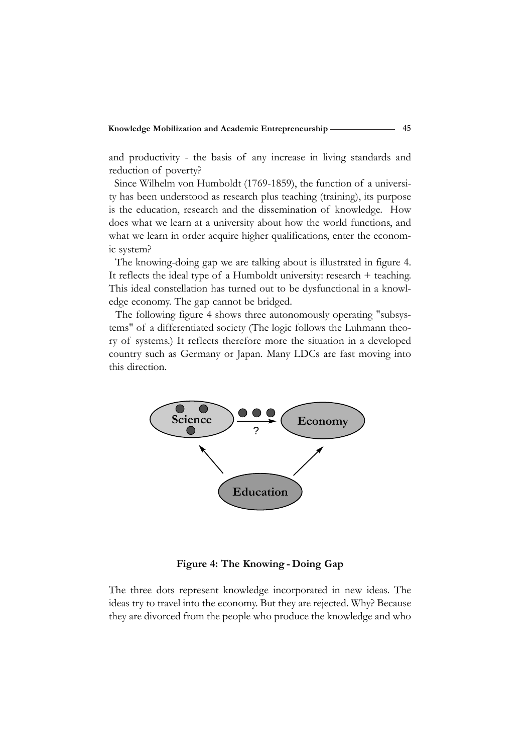and productivity - the basis of any increase in living standards and reduction of poverty?

Since Wilhelm von Humboldt (1769-1859), the function of a university has been understood as research plus teaching (training), its purpose is the education, research and the dissemination of knowledge. How does what we learn at a university about how the world functions, and what we learn in order acquire higher qualifications, enter the economic system?

The knowing-doing gap we are talking about is illustrated in figure 4. It reflects the ideal type of a Humboldt university: research + teaching. This ideal constellation has turned out to be dysfunctional in a knowledge economy. The gap cannot be bridged.

The following figure 4 shows three autonomously operating "subsystems" of a differentiated society (The logic follows the Luhmann theory of systems.) It reflects therefore more the situation in a developed country such as Germany or Japan. Many LDCs are fast moving into this direction.

Science

?

Economy

Education

**Figure 4: The Knowing - Doing Gap**

The three dots represent knowledge incorporated in new ideas. The ideas try to travel into the economy. But they are rejected. Why? Because they are divorced from the people who produce the knowledge and who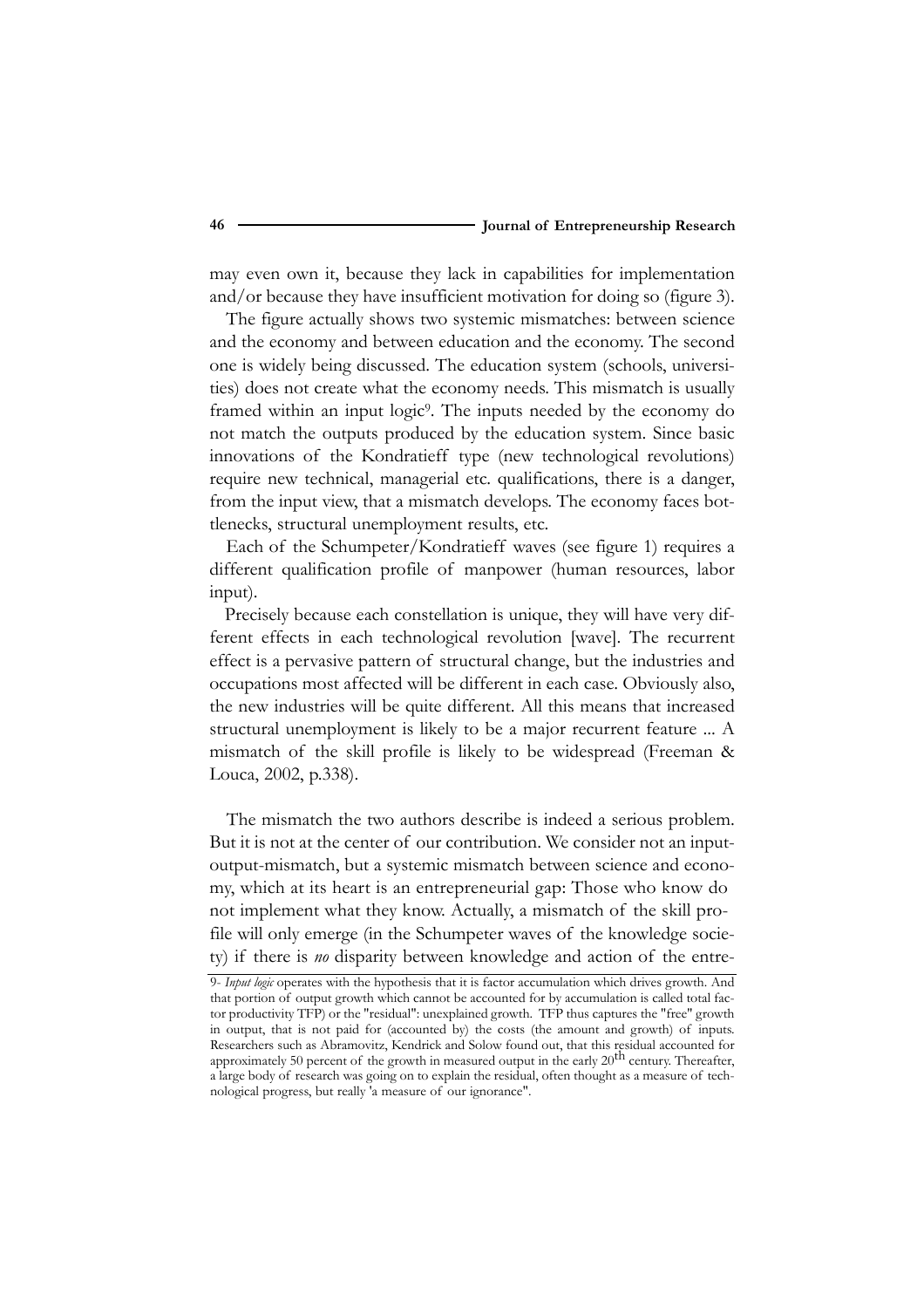may even own it, because they lack in capabilities for implementation and/or because they have insufficient motivation for doing so (figure 3).

The figure actually shows two systemic mismatches: between science and the economy and between education and the economy. The second one is widely being discussed. The education system (schools, universities) does not create what the economy needs. This mismatch is usually framed within an input logic[9]. The inputs needed by the economy do not match the outputs produced by the education system. Since basic innovations of the Kondratieff type (new technological revolutions) require new technical, managerial etc. qualifications, there is a danger, from the input view, that a mismatch develops. The economy faces bottlenecks, structural unemployment results, etc.

Each of the Schumpeter/Kondratieff waves (see figure 1) requires a different qualification profile of manpower (human resources, labor input).

> Precisely because each constellation is unique, they will have very different effects in each technological revolution [wave]. The recurrent effect is a pervasive pattern of structural change, but the industries and occupations most affected will be different in each case. Obviously also, the new industries will be quite different. All this means that increased structural unemployment is likely to be a major recurrent feature ... A mismatch of the skill profile is likely to be widespread (Freeman & Louca, 2002, p.338).

The mismatch the two authors describe is indeed a serious problem. But it is not at the center of our contribution. We consider not an input-output-mismatch, but a systemic mismatch between science and economy, which at its heart is an entrepreneurial gap: Those who know do not implement what they know. Actually, a mismatch of the skill profile will only emerge (in the Schumpeter waves of the knowledge society) if there is *no* disparity between knowledge and action of the entre-

9- *Input logic* operates with the hypothesis that it is factor accumulation which drives growth. And that portion of output growth which cannot be accounted for by accumulation is called total factor productivity TFP) or the "residual": unexplained growth. TFP thus captures the "free" growth in output, that is not paid for (accounted by) the costs (the amount and growth) of inputs. Researchers such as Abramovitz, Kendrick and Solow found out, that this residual accounted for approximately 50 percent of the growth in measured output in the early 20th century. Thereafter, a large body of research was going on to explain the residual, often thought as a measure of technological progress, but really 'a measure of our ignorance".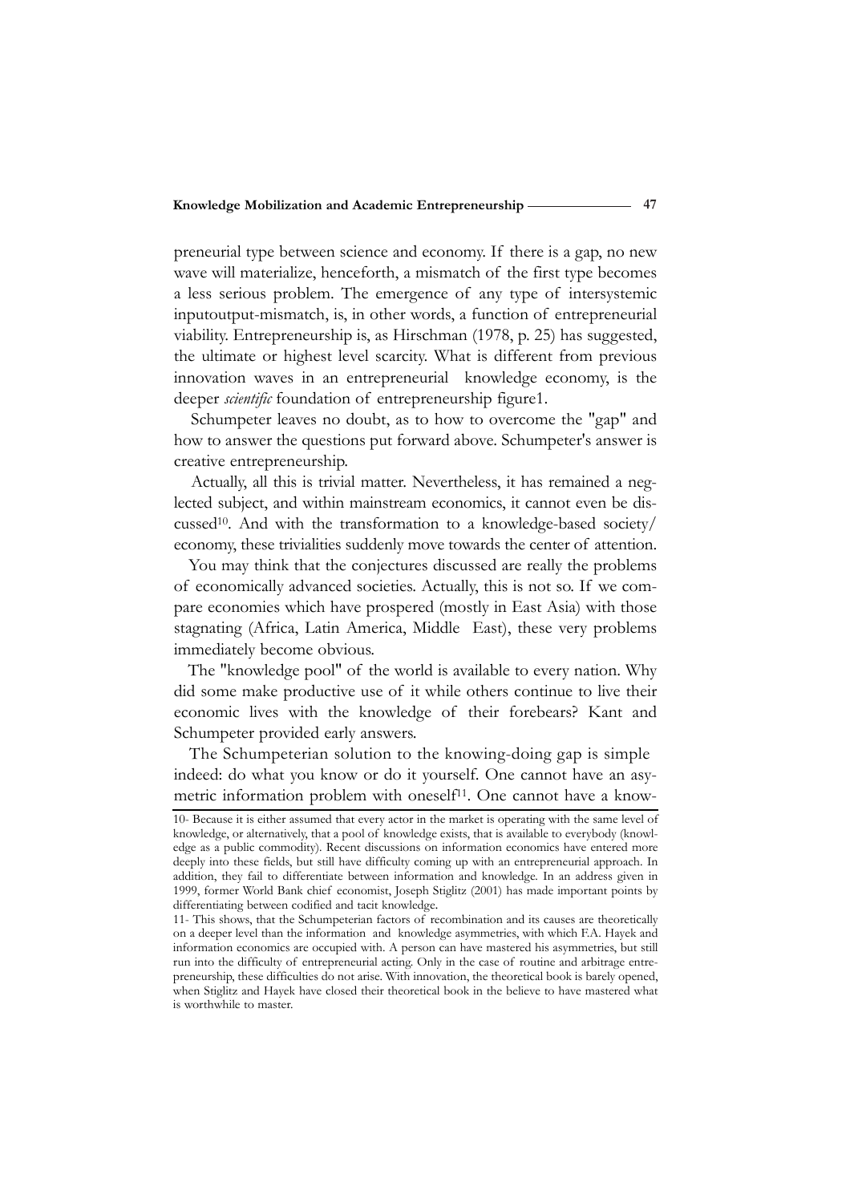preneurial type between science and economy. If there is a gap, no new wave will materialize, henceforth, a mismatch of the first type becomes a less serious problem. The emergence of any type of intersystemic inputoutput-mismatch, is, in other words, a function of entrepreneurial viability. Entrepreneurship is, as Hirschman (1978, p. 25) has suggested, the ultimate or highest level scarcity. What is different from previous innovation waves in an entrepreneurial knowledge economy, is the deeper *scientific* foundation of entrepreneurship figure1.

Schumpeter leaves no doubt, as to how to overcome the "gap" and how to answer the questions put forward above. Schumpeter's answer is creative entrepreneurship.

Actually, all this is trivial matter. Nevertheless, it has remained a neglected subject, and within mainstream economics, it cannot even be discussed[10]. And with the transformation to a knowledge-based society/economy, these trivialities suddenly move towards the center of attention.

You may think that the conjectures discussed are really the problems of economically advanced societies. Actually, this is not so. If we compare economies which have prospered (mostly in East Asia) with those stagnating (Africa, Latin America, Middle East), these very problems immediately become obvious.

The "knowledge pool" of the world is available to every nation. Why did some make productive use of it while others continue to live their economic lives with the knowledge of their forebears? Kant and Schumpeter provided early answers.

The Schumpeterian solution to the knowing-doing gap is simple indeed: do what you know or do it yourself. One cannot have an asymmetric information problem with oneself[11]. One cannot have a know-

10- Because it is either assumed that every actor in the market is operating with the same level of knowledge, or alternatively, that a pool of knowledge exists, that is available to everybody (knowledge as a public commodity). Recent discussions on information economics have entered more deeply into these fields, but still have difficulty coming up with an entrepreneurial approach. In addition, they fail to differentiate between information and knowledge. In an address given in 1999, former World Bank chief economist, Joseph Stiglitz (2001) has made important points by differentiating between codified and tacit knowledge.

11- This shows, that the Schumpeterian factors of recombination and its causes are theoretically on a deeper level than the information and knowledge asymmetries, with which F.A. Hayek and information economics are occupied with. A person can have mastered his asymmetries, but still run into the difficulty of entrepreneurial acting. Only in the case of routine and arbitrage entrepreneurship, these difficulties do not arise. With innovation, the theoretical book is barely opened, when Stiglitz and Hayek have closed their theoretical book in the believe to have mastered what is worthwhile to master.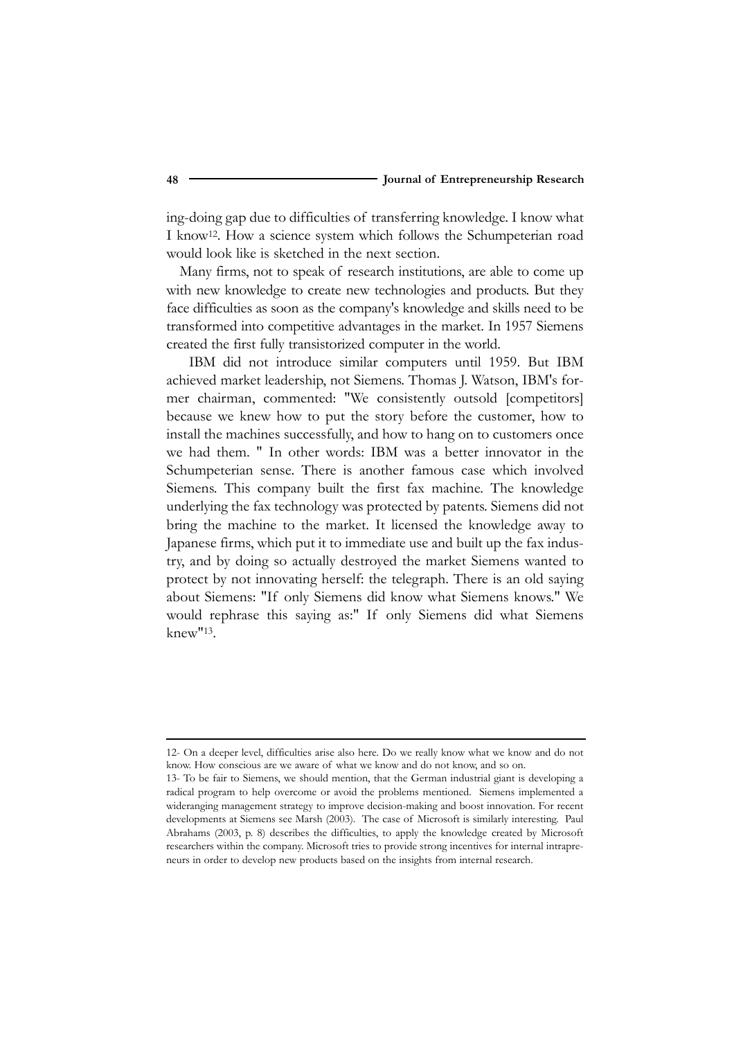ing-doing gap due to difficulties of transferring knowledge. I know what I know[12]. How a science system which follows the Schumpeterian road would look like is sketched in the next section.

Many firms, not to speak of research institutions, are able to come up with new knowledge to create new technologies and products. But they face difficulties as soon as the company's knowledge and skills need to be transformed into competitive advantages in the market. In 1957 Siemens created the first fully transistorized computer in the world.

IBM did not introduce similar computers until 1959. But IBM achieved market leadership, not Siemens. Thomas J. Watson, IBM's former chairman, commented: "We consistently outsold [competitors] because we knew how to put the story before the customer, how to install the machines successfully, and how to hang on to customers once we had them. " In other words: IBM was a better innovator in the Schumpeterian sense. There is another famous case which involved Siemens. This company built the first fax machine. The knowledge underlying the fax technology was protected by patents. Siemens did not bring the machine to the market. It licensed the knowledge away to Japanese firms, which put it to immediate use and built up the fax industry, and by doing so actually destroyed the market Siemens wanted to protect by not innovating herself: the telegraph. There is an old saying about Siemens: "If only Siemens did know what Siemens knows." We would rephrase this saying as:" If only Siemens did what Siemens knew"[13].

---

12- On a deeper level, difficulties arise also here. Do we really know what we know and do not know. How conscious are we aware of what we know and do not know, and so on.

13- To be fair to Siemens, we should mention, that the German industrial giant is developing a radical program to help overcome or avoid the problems mentioned. Siemens implemented a wideranging management strategy to improve decision-making and boost innovation. For recent developments at Siemens see Marsh (2003). The case of Microsoft is similarly interesting. Paul Abrahams (2003, p. 8) describes the difficulties, to apply the knowledge created by Microsoft researchers within the company. Microsoft tries to provide strong incentives for internal intrapreneurs in order to develop new products based on the insights from internal research.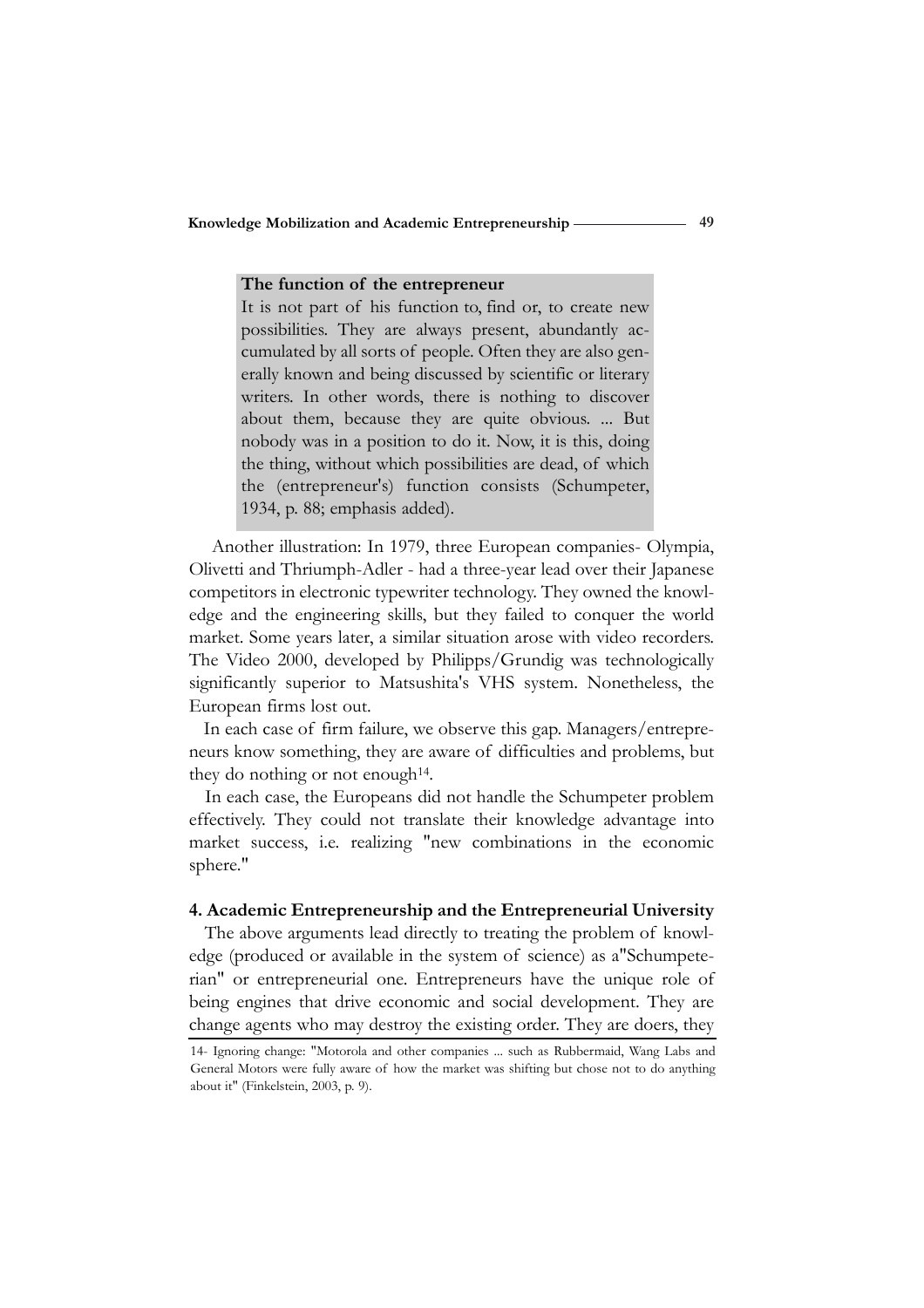**The function of the entrepreneur**

It is not part of his function to, find or, to create new possibilities. They are always present, abundantly accumulated by all sorts of people. Often they are also generally known and being discussed by scientific or literary writers. In other words, there is nothing to discover about them, because they are quite obvious. ... But nobody was in a position to do it. Now, it is this, doing the thing, without which possibilities are dead, of which the (entrepreneur's) function consists (Schumpeter, 1934, p. 88; emphasis added).

Another illustration: In 1979, three European companies- Olympia, Olivetti and Thriumph-Adler - had a three-year lead over their Japanese competitors in electronic typewriter technology. They owned the knowledge and the engineering skills, but they failed to conquer the world market. Some years later, a similar situation arose with video recorders. The Video 2000, developed by Philipps/Grundig was technologically significantly superior to Matsushita's VHS system. Nonetheless, the European firms lost out.

In each case of firm failure, we observe this gap. Managers/entrepreneurs know something, they are aware of difficulties and problems, but they do nothing or not enough[14].

In each case, the Europeans did not handle the Schumpeter problem effectively. They could not translate their knowledge advantage into market success, i.e. realizing "new combinations in the economic sphere."

## 4. Academic Entrepreneurship and the Entrepreneurial University

The above arguments lead directly to treating the problem of knowledge (produced or available in the system of science) as a"Schumpeterian" or entrepreneurial one. Entrepreneurs have the unique role of being engines that drive economic and social development. They are change agents who may destroy the existing order. They are doers, they

14- Ignoring change: "Motorola and other companies ... such as Rubbermaid, Wang Labs and General Motors were fully aware of how the market was shifting but chose not to do anything about it" (Finkelstein, 2003, p. 9).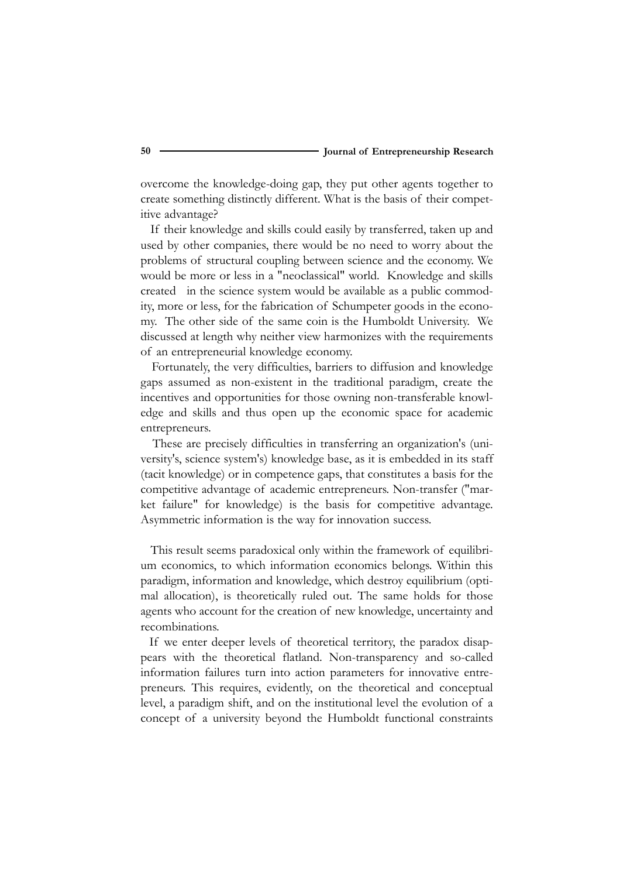overcome the knowledge-doing gap, they put other agents together to create something distinctly different. What is the basis of their competitive advantage?

If their knowledge and skills could easily by transferred, taken up and used by other companies, there would be no need to worry about the problems of structural coupling between science and the economy. We would be more or less in a "neoclassical" world. Knowledge and skills created in the science system would be available as a public commodity, more or less, for the fabrication of Schumpeter goods in the economy. The other side of the same coin is the Humboldt University. We discussed at length why neither view harmonizes with the requirements of an entrepreneurial knowledge economy.

Fortunately, the very difficulties, barriers to diffusion and knowledge gaps assumed as non-existent in the traditional paradigm, create the incentives and opportunities for those owning non-transferable knowledge and skills and thus open up the economic space for academic entrepreneurs.

These are precisely difficulties in transferring an organization's (university's, science system's) knowledge base, as it is embedded in its staff (tacit knowledge) or in competence gaps, that constitutes a basis for the competitive advantage of academic entrepreneurs. Non-transfer ("market failure" for knowledge) is the basis for competitive advantage. Asymmetric information is the way for innovation success.

This result seems paradoxical only within the framework of equilibrium economics, to which information economics belongs. Within this paradigm, information and knowledge, which destroy equilibrium (optimal allocation), is theoretically ruled out. The same holds for those agents who account for the creation of new knowledge, uncertainty and recombinations.

If we enter deeper levels of theoretical territory, the paradox disappears with the theoretical flatland. Non-transparency and so-called information failures turn into action parameters for innovative entrepreneurs. This requires, evidently, on the theoretical and conceptual level, a paradigm shift, and on the institutional level the evolution of a concept of a university beyond the Humboldt functional constraints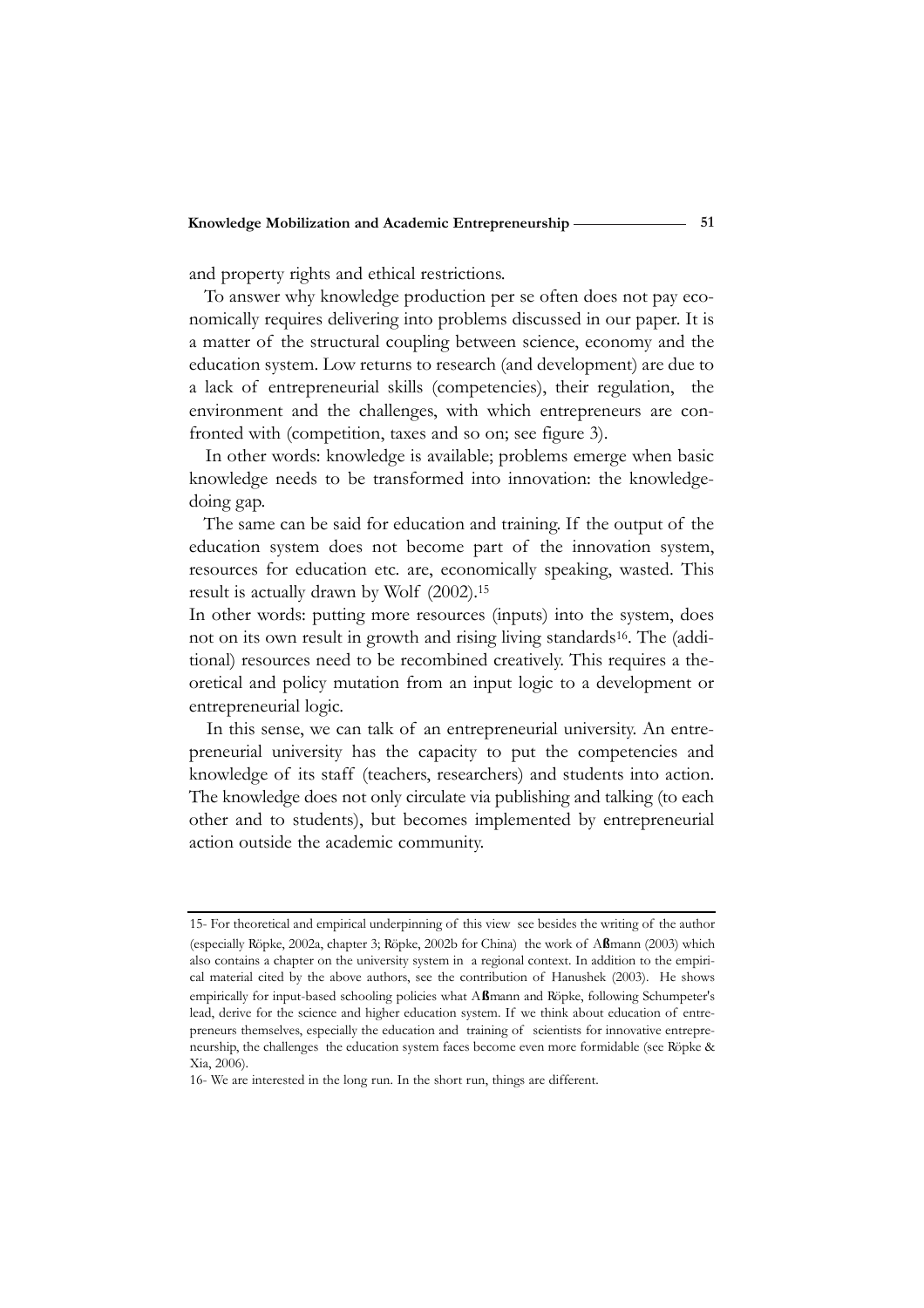and property rights and ethical restrictions.

To answer why knowledge production per se often does not pay economically requires delivering into problems discussed in our paper. It is a matter of the structural coupling between science, economy and the education system. Low returns to research (and development) are due to a lack of entrepreneurial skills (competencies), their regulation, the environment and the challenges, with which entrepreneurs are confronted with (competition, taxes and so on; see figure 3).

In other words: knowledge is available; problems emerge when basic knowledge needs to be transformed into innovation: the knowledge-doing gap.

The same can be said for education and training. If the output of the education system does not become part of the innovation system, resources for education etc. are, economically speaking, wasted. This result is actually drawn by Wolf (2002).[15]

In other words: putting more resources (inputs) into the system, does not on its own result in growth and rising living standards[16]. The (additional) resources need to be recombined creatively. This requires a theoretical and policy mutation from an input logic to a development or entrepreneurial logic.

In this sense, we can talk of an entrepreneurial university. An entrepreneurial university has the capacity to put the competencies and knowledge of its staff (teachers, researchers) and students into action. The knowledge does not only circulate via publishing and talking (to each other and to students), but becomes implemented by entrepreneurial action outside the academic community.

---

15- For theoretical and empirical underpinning of this view see besides the writing of the author (especially Röpke, 2002a, chapter 3; Röpke, 2002b for China) the work of Aßmann (2003) which also contains a chapter on the university system in a regional context. In addition to the empirical material cited by the above authors, see the contribution of Hanushek (2003). He shows empirically for input-based schooling policies what Aßmann and Röpke, following Schumpeter's lead, derive for the science and higher education system. If we think about education of entrepreneurs themselves, especially the education and training of scientists for innovative entrepreneurship, the challenges the education system faces become even more formidable (see Röpke & Xia, 2006).

16- We are interested in the long run. In the short run, things are different.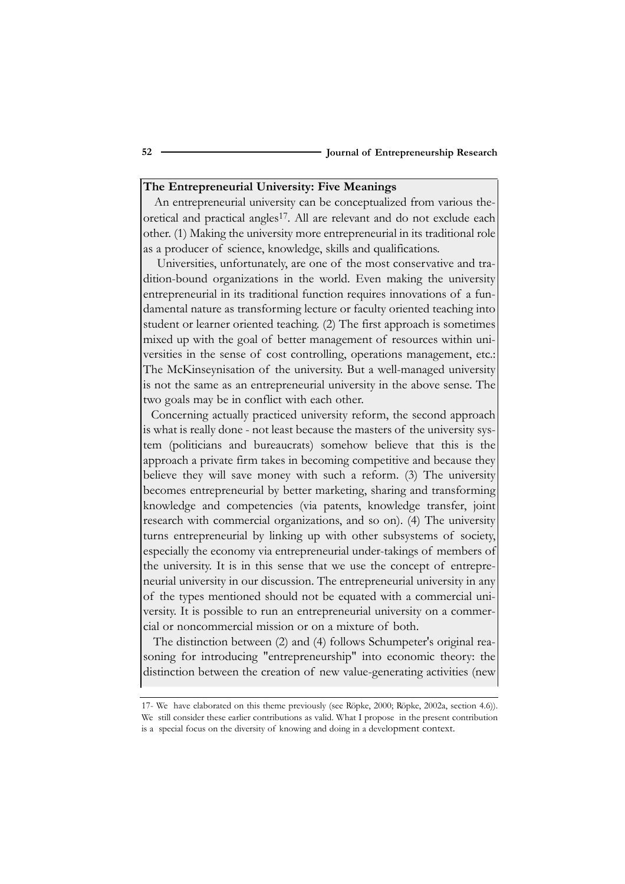**The Entrepreneurial University: Five Meanings**

An entrepreneurial university can be conceptualized from various theoretical and practical angles[17]. All are relevant and do not exclude each other. (1) Making the university more entrepreneurial in its traditional role as a producer of science, knowledge, skills and qualifications.

Universities, unfortunately, are one of the most conservative and tradition-bound organizations in the world. Even making the university entrepreneurial in its traditional function requires innovations of a fundamental nature as transforming lecture or faculty oriented teaching into student or learner oriented teaching. (2) The first approach is sometimes mixed up with the goal of better management of resources within universities in the sense of cost controlling, operations management, etc.: The McKinseynisation of the university. But a well-managed university is not the same as an entrepreneurial university in the above sense. The two goals may be in conflict with each other.

Concerning actually practiced university reform, the second approach is what is really done - not least because the masters of the university system (politicians and bureaucrats) somehow believe that this is the approach a private firm takes in becoming competitive and because they believe they will save money with such a reform. (3) The university becomes entrepreneurial by better marketing, sharing and transforming knowledge and competencies (via patents, knowledge transfer, joint research with commercial organizations, and so on). (4) The university turns entrepreneurial by linking up with other subsystems of society, especially the economy via entrepreneurial under-takings of members of the university. It is in this sense that we use the concept of entrepreneurial university in our discussion. The entrepreneurial university in any of the types mentioned should not be equated with a commercial university. It is possible to run an entrepreneurial university on a commercial or noncommercial mission or on a mixture of both.

The distinction between (2) and (4) follows Schumpeter's original reasoning for introducing "entrepreneurship" into economic theory: the distinction between the creation of new value-generating activities (new

17- We have elaborated on this theme previously (see Röpke, 2000; Röpke, 2002a, section 4.6)). We still consider these earlier contributions as valid. What I propose in the present contribution is a special focus on the diversity of knowing and doing in a development context.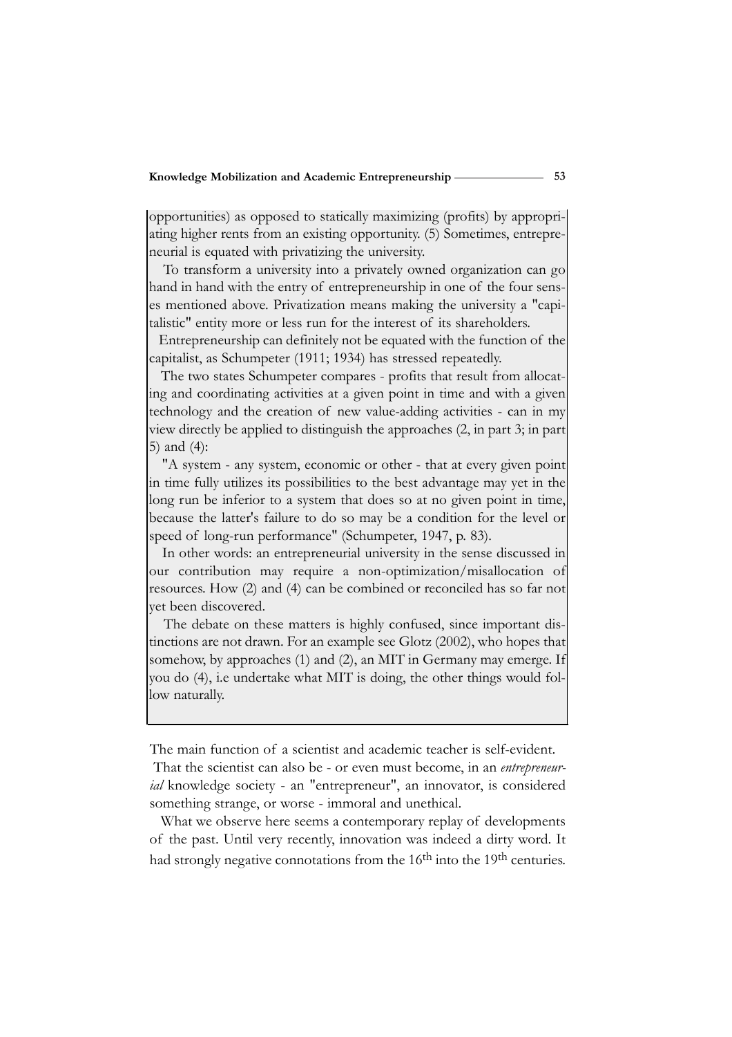opportunities) as opposed to statically maximizing (profits) by appropriating higher rents from an existing opportunity. (5) Sometimes, entrepreneurial is equated with privatizing the university.

To transform a university into a privately owned organization can go hand in hand with the entry of entrepreneurship in one of the four senses mentioned above. Privatization means making the university a "capitalistic" entity more or less run for the interest of its shareholders.

Entrepreneurship can definitely not be equated with the function of the capitalist, as Schumpeter (1911; 1934) has stressed repeatedly.

The two states Schumpeter compares - profits that result from allocating and coordinating activities at a given point in time and with a given technology and the creation of new value-adding activities - can in my view directly be applied to distinguish the approaches (2, in part 3; in part 5) and (4):

"A system - any system, economic or other - that at every given point in time fully utilizes its possibilities to the best advantage may yet in the long run be inferior to a system that does so at no given point in time, because the latter's failure to do so may be a condition for the level or speed of long-run performance" (Schumpeter, 1947, p. 83).

In other words: an entrepreneurial university in the sense discussed in our contribution may require a non-optimization/misallocation of resources. How (2) and (4) can be combined or reconciled has so far not yet been discovered.

The debate on these matters is highly confused, since important distinctions are not drawn. For an example see Glotz (2002), who hopes that somehow, by approaches (1) and (2), an MIT in Germany may emerge. If you do (4), i.e undertake what MIT is doing, the other things would follow naturally.

The main function of a scientist and academic teacher is self-evident. That the scientist can also be - or even must become, in an *entrepreneurial* knowledge society - an "entrepreneur", an innovator, is considered something strange, or worse - immoral and unethical.

What we observe here seems a contemporary replay of developments of the past. Until very recently, innovation was indeed a dirty word. It had strongly negative connotations from the 16th into the 19th centuries.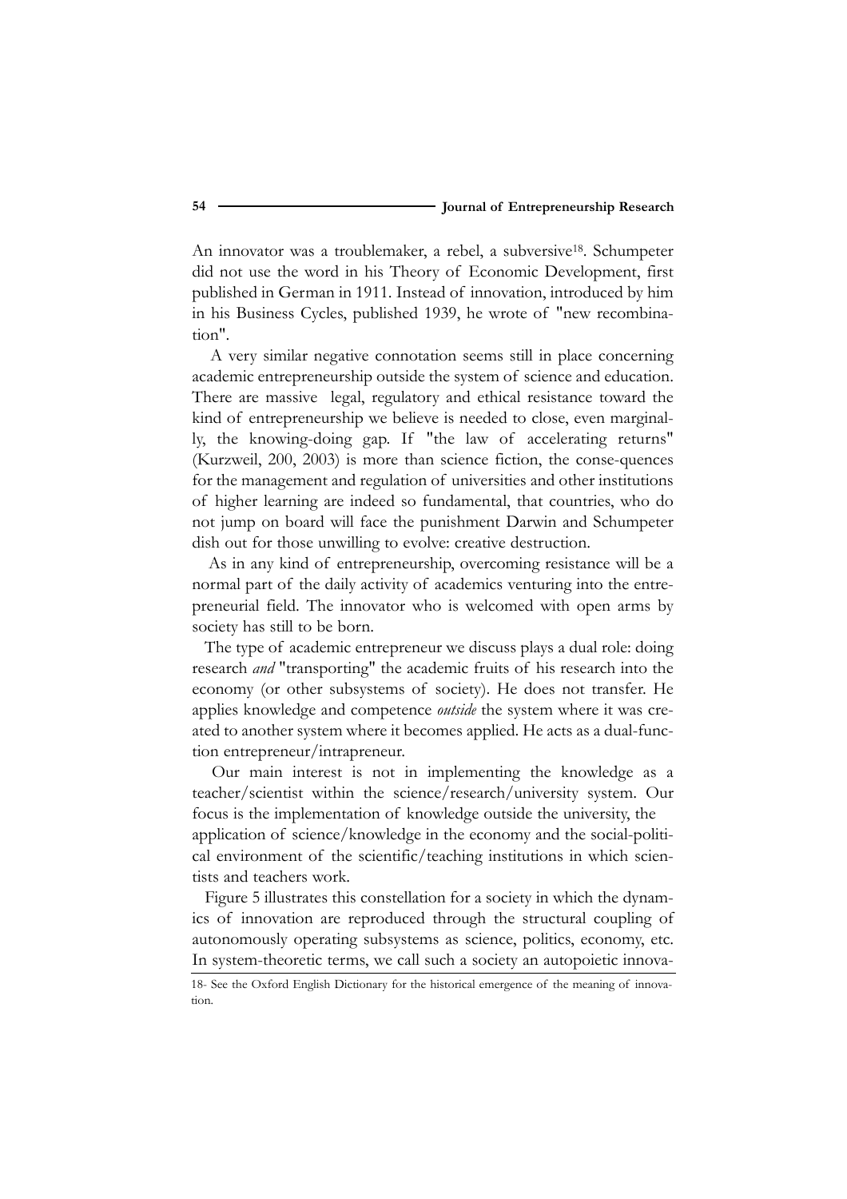An innovator was a troublemaker, a rebel, a subversive[18]. Schumpeter did not use the word in his Theory of Economic Development, first published in German in 1911. Instead of innovation, introduced by him in his Business Cycles, published 1939, he wrote of "new recombination".

A very similar negative connotation seems still in place concerning academic entrepreneurship outside the system of science and education. There are massive legal, regulatory and ethical resistance toward the kind of entrepreneurship we believe is needed to close, even marginally, the knowing-doing gap. If "the law of accelerating returns" (Kurzweil, 200, 2003) is more than science fiction, the conse-quences for the management and regulation of universities and other institutions of higher learning are indeed so fundamental, that countries, who do not jump on board will face the punishment Darwin and Schumpeter dish out for those unwilling to evolve: creative destruction.

As in any kind of entrepreneurship, overcoming resistance will be a normal part of the daily activity of academics venturing into the entrepreneurial field. The innovator who is welcomed with open arms by society has still to be born.

The type of academic entrepreneur we discuss plays a dual role: doing research *and* "transporting" the academic fruits of his research into the economy (or other subsystems of society). He does not transfer. He applies knowledge and competence *outside* the system where it was created to another system where it becomes applied. He acts as a dual-function entrepreneur/intrapreneur.

Our main interest is not in implementing the knowledge as a teacher/scientist within the science/research/university system. Our focus is the implementation of knowledge outside the university, the application of science/knowledge in the economy and the social-political environment of the scientific/teaching institutions in which scientists and teachers work.

Figure 5 illustrates this constellation for a society in which the dynamics of innovation are reproduced through the structural coupling of autonomously operating subsystems as science, politics, economy, etc. In system-theoretic terms, we call such a society an autopoietic innova-

18- See the Oxford English Dictionary for the historical emergence of the meaning of innovation.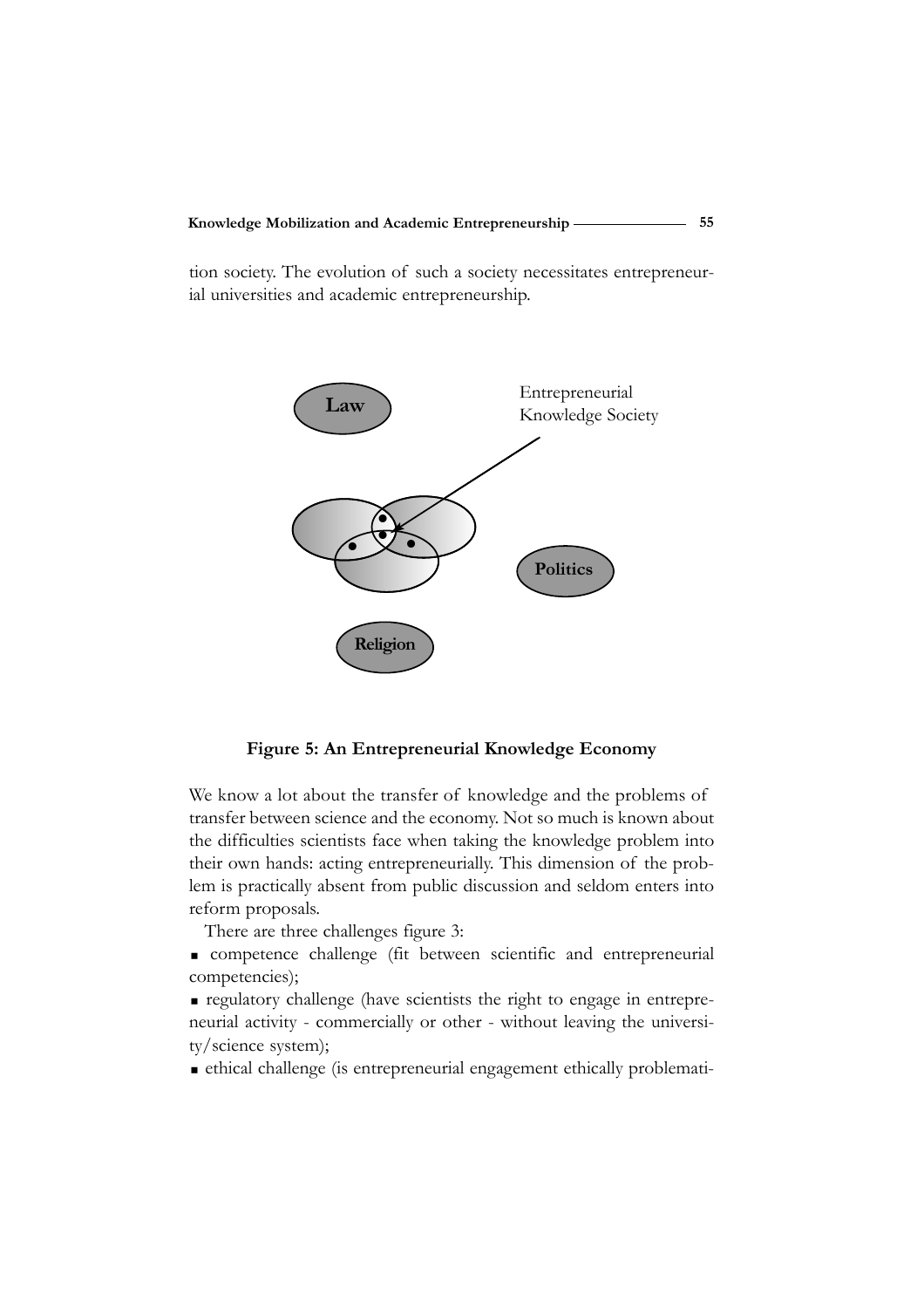tion society. The evolution of such a society necessitates entrepreneurial universities and academic entrepreneurship.

Law

Entrepreneurial Knowledge Society

Politics

Religion

**Figure 5: An Entrepreneurial Knowledge Economy**

We know a lot about the transfer of knowledge and the problems of transfer between science and the economy. Not so much is known about the difficulties scientists face when taking the knowledge problem into their own hands: acting entrepreneurially. This dimension of the problem is practically absent from public discussion and seldom enters into reform proposals.

There are three challenges figure 3:

- competence challenge (fit between scientific and entrepreneurial competencies);
- regulatory challenge (have scientists the right to engage in entrepreneurial activity - commercially or other - without leaving the university/science system);
- ethical challenge (is entrepreneurial engagement ethically problemati-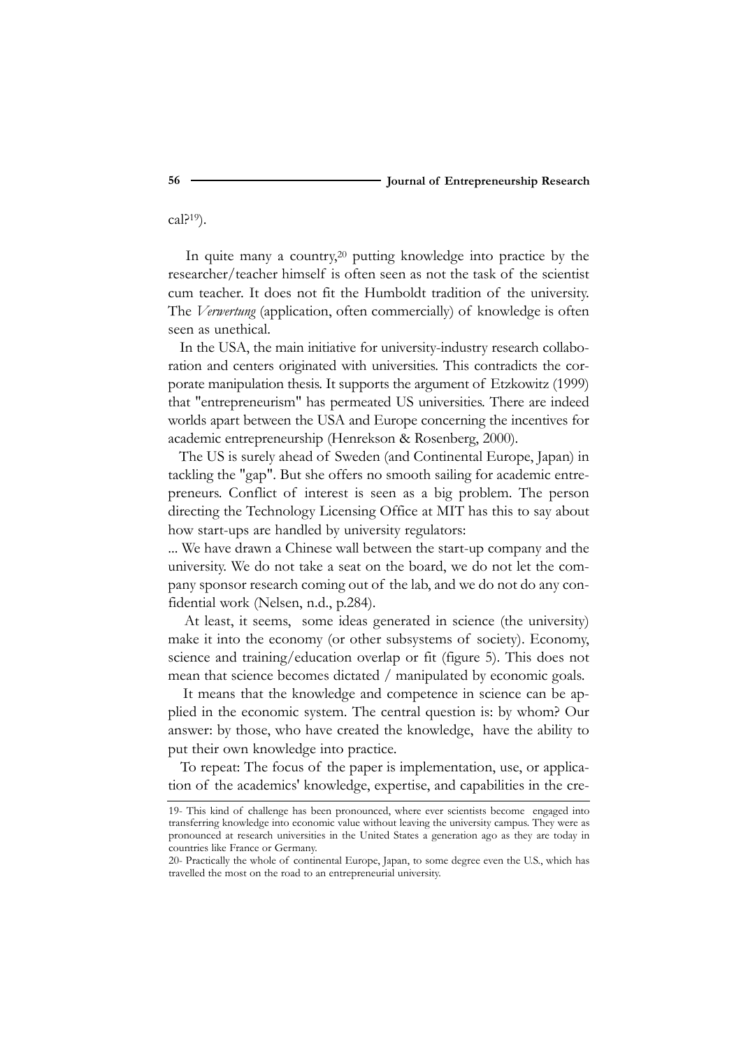cal?[19]).

In quite many a country,[20] putting knowledge into practice by the researcher/teacher himself is often seen as not the task of the scientist cum teacher. It does not fit the Humboldt tradition of the university. The *Verwertung* (application, often commercially) of knowledge is often seen as unethical.

In the USA, the main initiative for university-industry research collaboration and centers originated with universities. This contradicts the corporate manipulation thesis. It supports the argument of Etzkowitz (1999) that "entrepreneurism" has permeated US universities. There are indeed worlds apart between the USA and Europe concerning the incentives for academic entrepreneurship (Henrekson & Rosenberg, 2000).

The US is surely ahead of Sweden (and Continental Europe, Japan) in tackling the "gap". But she offers no smooth sailing for academic entrepreneurs. Conflict of interest is seen as a big problem. The person directing the Technology Licensing Office at MIT has this to say about how start-ups are handled by university regulators:

... We have drawn a Chinese wall between the start-up company and the university. We do not take a seat on the board, we do not let the company sponsor research coming out of the lab, and we do not do any confidential work (Nelsen, n.d., p.284).

At least, it seems, some ideas generated in science (the university) make it into the economy (or other subsystems of society). Economy, science and training/education overlap or fit (figure 5). This does not mean that science becomes dictated / manipulated by economic goals.

It means that the knowledge and competence in science can be applied in the economic system. The central question is: by whom? Our answer: by those, who have created the knowledge, have the ability to put their own knowledge into practice.

To repeat: The focus of the paper is implementation, use, or application of the academics' knowledge, expertise, and capabilities in the cre-

---

19- This kind of challenge has been pronounced, where ever scientists become engaged into transferring knowledge into economic value without leaving the university campus. They were as pronounced at research universities in the United States a generation ago as they are today in countries like France or Germany.

20- Practically the whole of continental Europe, Japan, to some degree even the U.S., which has travelled the most on the road to an entrepreneurial university.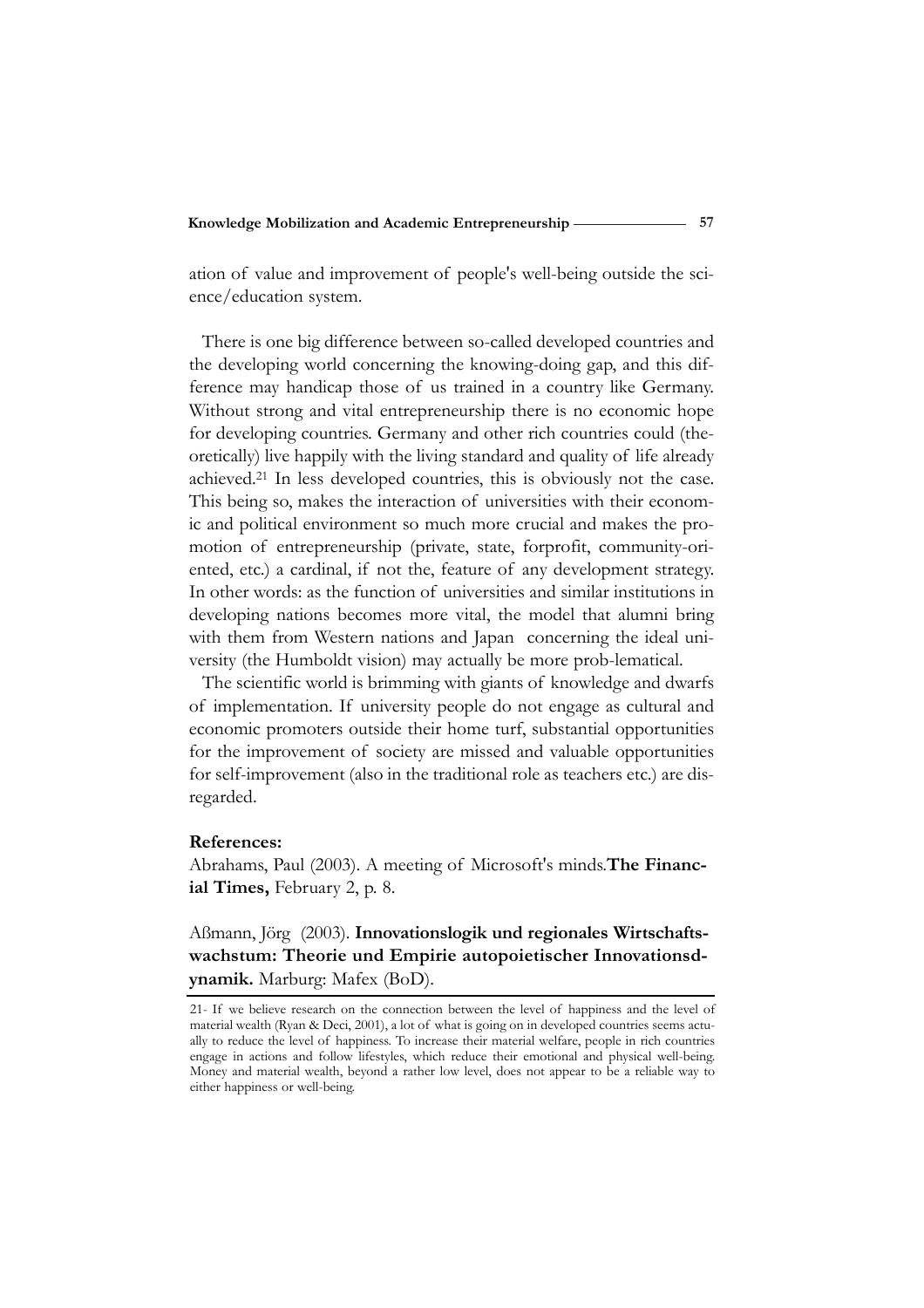ation of value and improvement of people's well-being outside the science/education system.

There is one big difference between so-called developed countries and the developing world concerning the knowing-doing gap, and this difference may handicap those of us trained in a country like Germany. Without strong and vital entrepreneurship there is no economic hope for developing countries. Germany and other rich countries could (theoretically) live happily with the living standard and quality of life already achieved.[21] In less developed countries, this is obviously not the case. This being so, makes the interaction of universities with their economic and political environment so much more crucial and makes the promotion of entrepreneurship (private, state, forprofit, community-oriented, etc.) a cardinal, if not the, feature of any development strategy. In other words: as the function of universities and similar institutions in developing nations becomes more vital, the model that alumni bring with them from Western nations and Japan concerning the ideal university (the Humboldt vision) may actually be more prob-lematical.

The scientific world is brimming with giants of knowledge and dwarfs of implementation. If university people do not engage as cultural and economic promoters outside their home turf, substantial opportunities for the improvement of society are missed and valuable opportunities for self-improvement (also in the traditional role as teachers etc.) are disregarded.

**References:**

Abrahams, Paul (2003). A meeting of Microsoft's minds.**The Financial Times,** February 2, p. 8.

Aßmann, Jörg (2003). **Innovationslogik und regionales Wirtschaftswachstum: Theorie und Empirie autopoietischer Innovationsdynamik.** Marburg: Mafex (BoD).

---

21- If we believe research on the connection between the level of happiness and the level of material wealth (Ryan & Deci, 2001), a lot of what is going on in developed countries seems actually to reduce the level of happiness. To increase their material welfare, people in rich countries engage in actions and follow lifestyles, which reduce their emotional and physical well-being. Money and material wealth, beyond a rather low level, does not appear to be a reliable way to either happiness or well-being.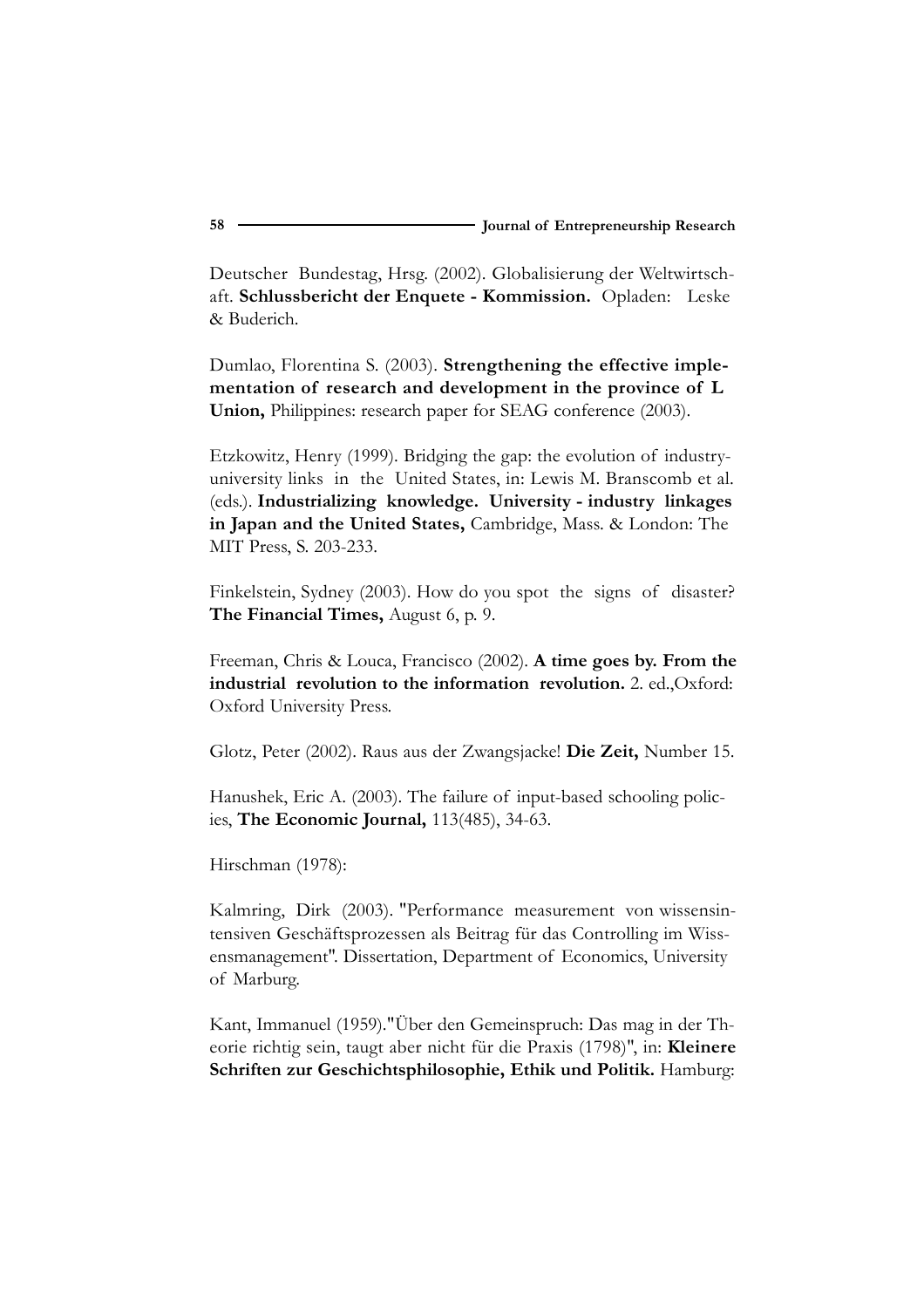Deutscher Bundestag, Hrsg. (2002). Globalisierung der Weltwirtschaft. **Schlussbericht der Enquete - Kommission.** Opladen: Leske & Buderich.

Dumlao, Florentina S. (2003). **Strengthening the effective implementation of research and development in the province of L Union,** Philippines: research paper for SEAG conference (2003).

Etzkowitz, Henry (1999). Bridging the gap: the evolution of industry-university links in the United States, in: Lewis M. Branscomb et al. (eds.). **Industrializing knowledge. University - industry linkages in Japan and the United States,** Cambridge, Mass. & London: The MIT Press, S. 203-233.

Finkelstein, Sydney (2003). How do you spot the signs of disaster? **The Financial Times,** August 6, p. 9.

Freeman, Chris & Louca, Francisco (2002). **A time goes by. From the industrial revolution to the information revolution.** 2. ed.,Oxford: Oxford University Press.

Glotz, Peter (2002). Raus aus der Zwangsjacke! **Die Zeit,** Number 15.

Hanushek, Eric A. (2003). The failure of input-based schooling policies, **The Economic Journal,** 113(485), 34-63.

Hirschman (1978):

Kalmring, Dirk (2003). "Performance measurement von wissensintensiven Geschäftsprozessen als Beitrag für das Controlling im Wissensmanagement". Dissertation, Department of Economics, University of Marburg.

Kant, Immanuel (1959)."Über den Gemeinspruch: Das mag in der Theorie richtig sein, taugt aber nicht für die Praxis (1798)", in: **Kleinere Schriften zur Geschichtsphilosophie, Ethik und Politik.** Hamburg: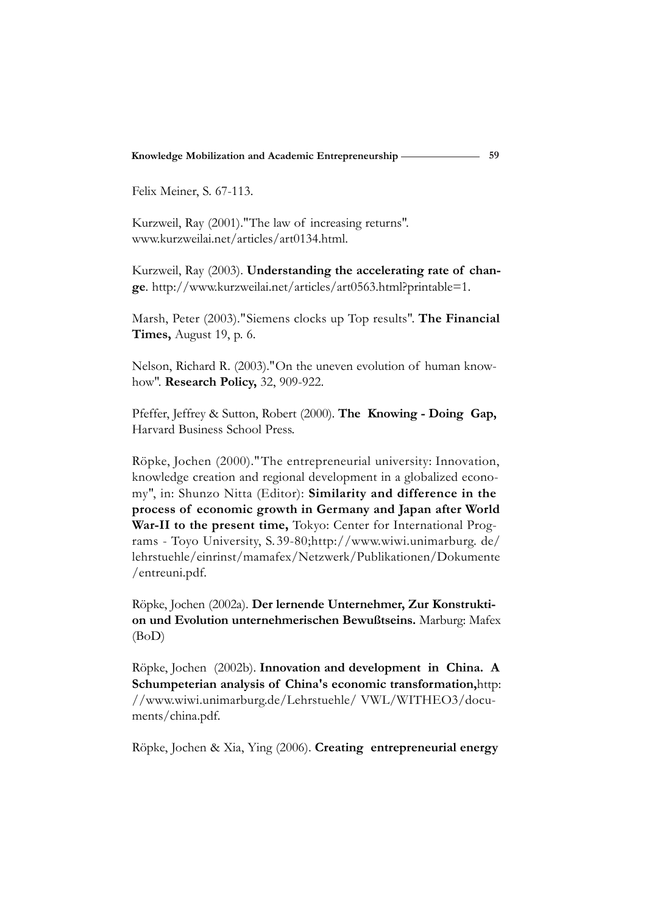Felix Meiner, S. 67-113.

Kurzweil, Ray (2001)."The law of increasing returns". www.kurzweilai.net/articles/art0134.html.

Kurzweil, Ray (2003). **Understanding the accelerating rate of change**. http://www.kurzweilai.net/articles/art0563.html?printable=1.

Marsh, Peter (2003)."Siemens clocks up Top results". **The Financial Times,** August 19, p. 6.

Nelson, Richard R. (2003)."On the uneven evolution of human know-how". **Research Policy,** 32, 909-922.

Pfeffer, Jeffrey & Sutton, Robert (2000). **The Knowing - Doing Gap,** Harvard Business School Press.

Röpke, Jochen (2000)."The entrepreneurial university: Innovation, knowledge creation and regional development in a globalized economy", in: Shunzo Nitta (Editor): **Similarity and difference in the process of economic growth in Germany and Japan after World War-II to the present time,** Tokyo: Center for International Programs - Toyo University, S. 39-80;http://www.wiwi.unimarburg. de/ lehrstuehle/einrinst/mamafex/Netzwerk/Publikationen/Dokumente /entreuni.pdf.

Röpke, Jochen (2002a). **Der lernende Unternehmer, Zur Konstruktion und Evolution unternehmerischen Bewußtseins.** Marburg: Mafex (BoD)

Röpke, Jochen (2002b). **Innovation and development in China. A Schumpeterian analysis of China's economic transformation,**http: //www.wiwi.unimarburg.de/Lehrstuehle/ VWL/WITHEO3/documents/china.pdf.

Röpke, Jochen & Xia, Ying (2006). **Creating entrepreneurial energy**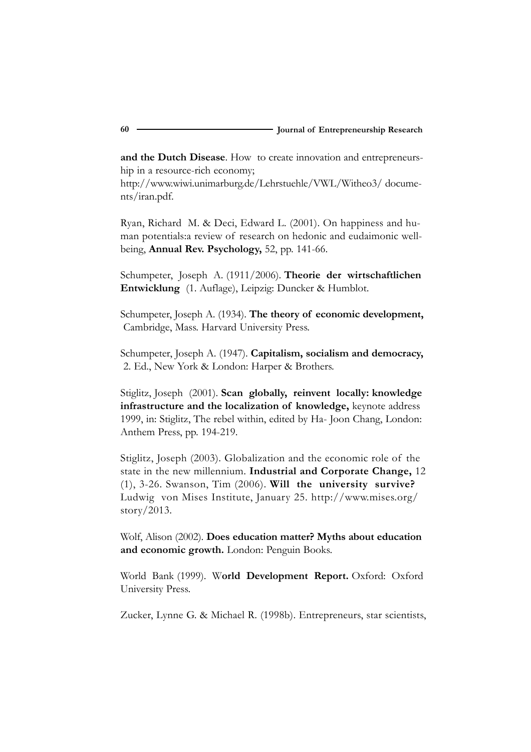**and the Dutch Disease**. How to create innovation and entrepreneurship in a resource-rich economy;
http://www.wiwi.unimarburg.de/Lehrstuehle/VWL/Witheo3/ documents/iran.pdf.

Ryan, Richard M. & Deci, Edward L. (2001). On happiness and human potentials:a review of research on hedonic and eudaimonic wellbeing, **Annual Rev. Psychology,** 52, pp. 141-66.

Schumpeter, Joseph A. (1911/2006). **Theorie der wirtschaftlichen Entwicklung** (1. Auflage), Leipzig: Duncker & Humblot.

Schumpeter, Joseph A. (1934). **The theory of economic development,** Cambridge, Mass. Harvard University Press.

Schumpeter, Joseph A. (1947). **Capitalism, socialism and democracy,** 2. Ed., New York & London: Harper & Brothers.

Stiglitz, Joseph (2001). **Scan globally, reinvent locally: knowledge infrastructure and the localization of knowledge,** keynote address 1999, in: Stiglitz, The rebel within, edited by Ha- Joon Chang, London: Anthem Press, pp. 194-219.

Stiglitz, Joseph (2003). Globalization and the economic role of the state in the new millennium. **Industrial and Corporate Change,** 12 (1), 3-26. Swanson, Tim (2006). **Will the university survive?** Ludwig von Mises Institute, January 25. http://www.mises.org/story/2013.

Wolf, Alison (2002). **Does education matter? Myths about education and economic growth.** London: Penguin Books.

World Bank (1999). W**orld Development Report.** Oxford: Oxford University Press.

Zucker, Lynne G. & Michael R. (1998b). Entrepreneurs, star scientists,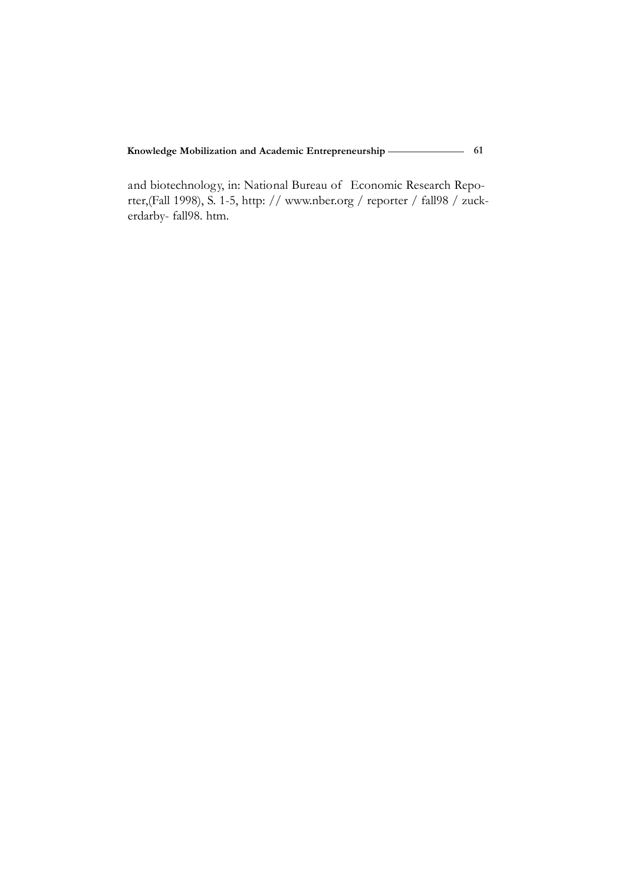and biotechnology, in: National Bureau of Economic Research Reporter,(Fall 1998), S. 1-5, http: // www.nber.org / reporter / fall98 / zuckerdarby- fall98. htm.